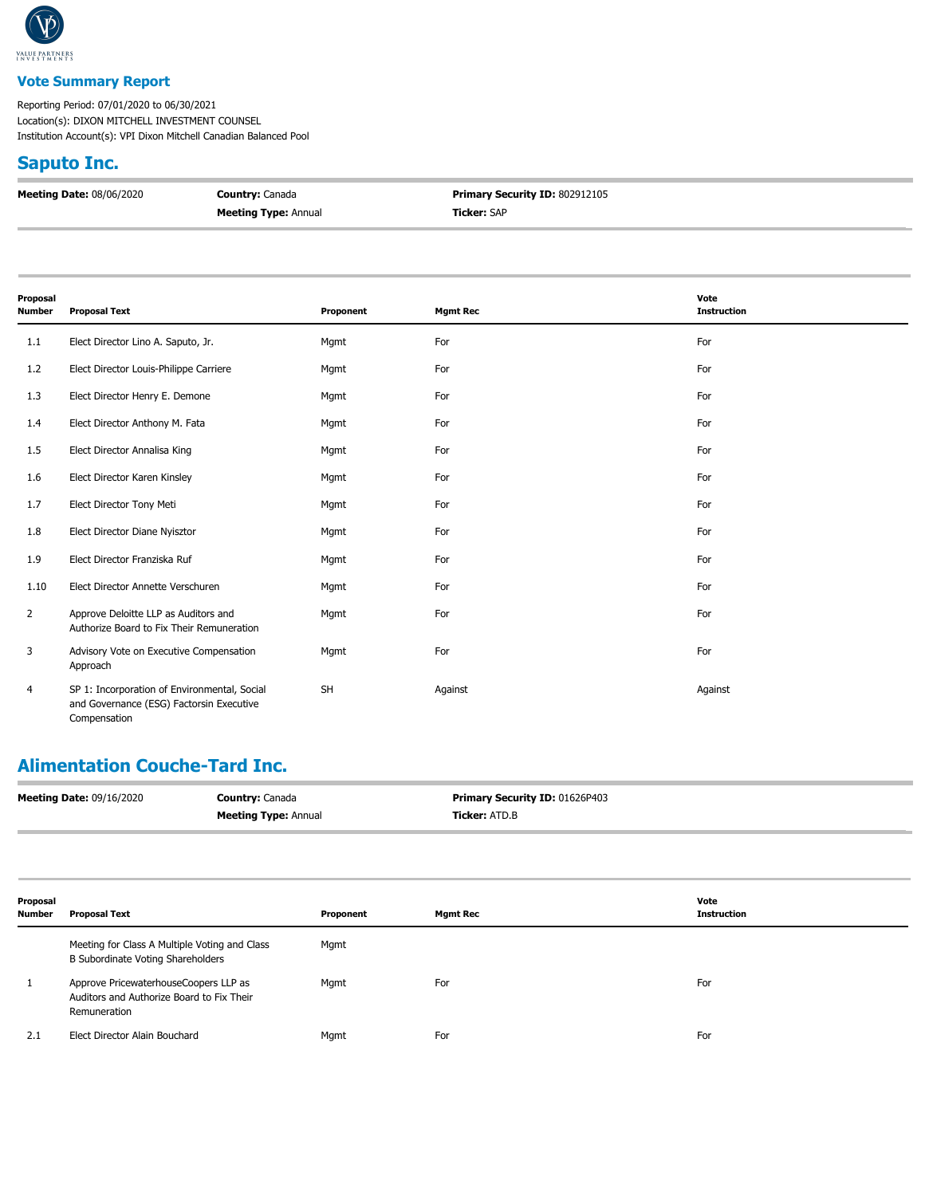# Vote Summary Report

Reporting Period: 07/01/2020 to 06/30/2021
Location(s): DIXON MITCHELL INVESTMENT COUNSEL
Institution Account(s): VPI Dixon Mitchell Canadian Balanced Pool

## Saputo Inc.

**Meeting Date:** 08/06/2020 | **Country:** Canada | **Primary Security ID:** 802912105
**Meeting Type:** Annual | **Ticker:** SAP

| Proposal Number | Proposal Text | Proponent | Mgmt Rec | Vote Instruction |
|---|---|---|---|---|
| 1.1 | Elect Director Lino A. Saputo, Jr. | Mgmt | For | For |
| 1.2 | Elect Director Louis-Philippe Carriere | Mgmt | For | For |
| 1.3 | Elect Director Henry E. Demone | Mgmt | For | For |
| 1.4 | Elect Director Anthony M. Fata | Mgmt | For | For |
| 1.5 | Elect Director Annalisa King | Mgmt | For | For |
| 1.6 | Elect Director Karen Kinsley | Mgmt | For | For |
| 1.7 | Elect Director Tony Meti | Mgmt | For | For |
| 1.8 | Elect Director Diane Nyisztor | Mgmt | For | For |
| 1.9 | Elect Director Franziska Ruf | Mgmt | For | For |
| 1.10 | Elect Director Annette Verschuren | Mgmt | For | For |
| 2 | Approve Deloitte LLP as Auditors and Authorize Board to Fix Their Remuneration | Mgmt | For | For |
| 3 | Advisory Vote on Executive Compensation Approach | Mgmt | For | For |
| 4 | SP 1: Incorporation of Environmental, Social and Governance (ESG) Factorsin Executive Compensation | SH | Against | Against |

## Alimentation Couche-Tard Inc.

**Meeting Date:** 09/16/2020 | **Country:** Canada | **Primary Security ID:** 01626P403
**Meeting Type:** Annual | **Ticker:** ATD.B

| Proposal Number | Proposal Text | Proponent | Mgmt Rec | Vote Instruction |
|---|---|---|---|---|
| | Meeting for Class A Multiple Voting and Class B Subordinate Voting Shareholders | Mgmt | | |
| 1 | Approve PricewaterhouseCoopers LLP as Auditors and Authorize Board to Fix Their Remuneration | Mgmt | For | For |
| 2.1 | Elect Director Alain Bouchard | Mgmt | For | For |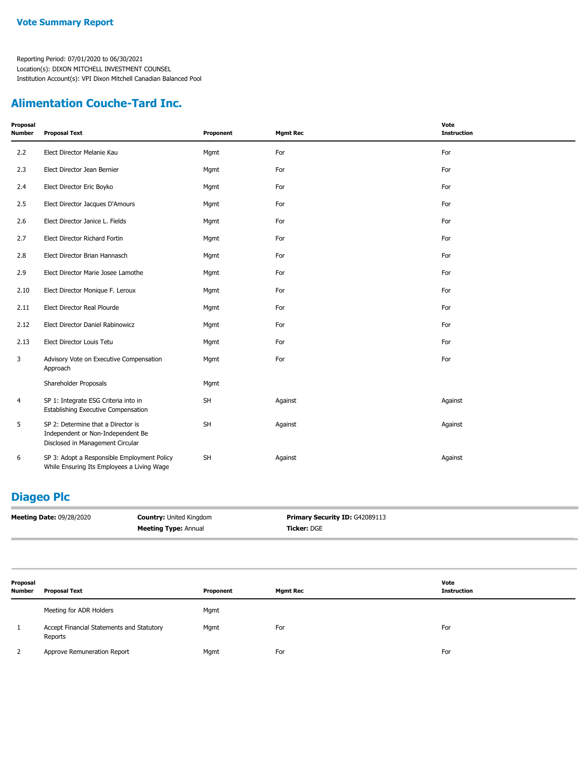## Vote Summary Report

Reporting Period: 07/01/2020 to 06/30/2021
Location(s): DIXON MITCHELL INVESTMENT COUNSEL
Institution Account(s): VPI Dixon Mitchell Canadian Balanced Pool

## Alimentation Couche-Tard Inc.

| Proposal Number | Proposal Text | Proponent | Mgmt Rec | Vote Instruction |
|---|---|---|---|---|
| 2.2 | Elect Director Melanie Kau | Mgmt | For | For |
| 2.3 | Elect Director Jean Bernier | Mgmt | For | For |
| 2.4 | Elect Director Eric Boyko | Mgmt | For | For |
| 2.5 | Elect Director Jacques D'Amours | Mgmt | For | For |
| 2.6 | Elect Director Janice L. Fields | Mgmt | For | For |
| 2.7 | Elect Director Richard Fortin | Mgmt | For | For |
| 2.8 | Elect Director Brian Hannasch | Mgmt | For | For |
| 2.9 | Elect Director Marie Josee Lamothe | Mgmt | For | For |
| 2.10 | Elect Director Monique F. Leroux | Mgmt | For | For |
| 2.11 | Elect Director Real Plourde | Mgmt | For | For |
| 2.12 | Elect Director Daniel Rabinowicz | Mgmt | For | For |
| 2.13 | Elect Director Louis Tetu | Mgmt | For | For |
| 3 | Advisory Vote on Executive Compensation Approach | Mgmt | For | For |
| | Shareholder Proposals | Mgmt | | |
| 4 | SP 1: Integrate ESG Criteria into in Establishing Executive Compensation | SH | Against | Against |
| 5 | SP 2: Determine that a Director is Independent or Non-Independent Be Disclosed in Management Circular | SH | Against | Against |
| 6 | SP 3: Adopt a Responsible Employment Policy While Ensuring Its Employees a Living Wage | SH | Against | Against |

## Diageo Plc

**Meeting Date:** 09/28/2020
**Country:** United Kingdom
**Meeting Type:** Annual
**Primary Security ID:** G42089113
**Ticker:** DGE

| Proposal Number | Proposal Text | Proponent | Mgmt Rec | Vote Instruction |
|---|---|---|---|---|
| | Meeting for ADR Holders | Mgmt | | |
| 1 | Accept Financial Statements and Statutory Reports | Mgmt | For | For |
| 2 | Approve Remuneration Report | Mgmt | For | For |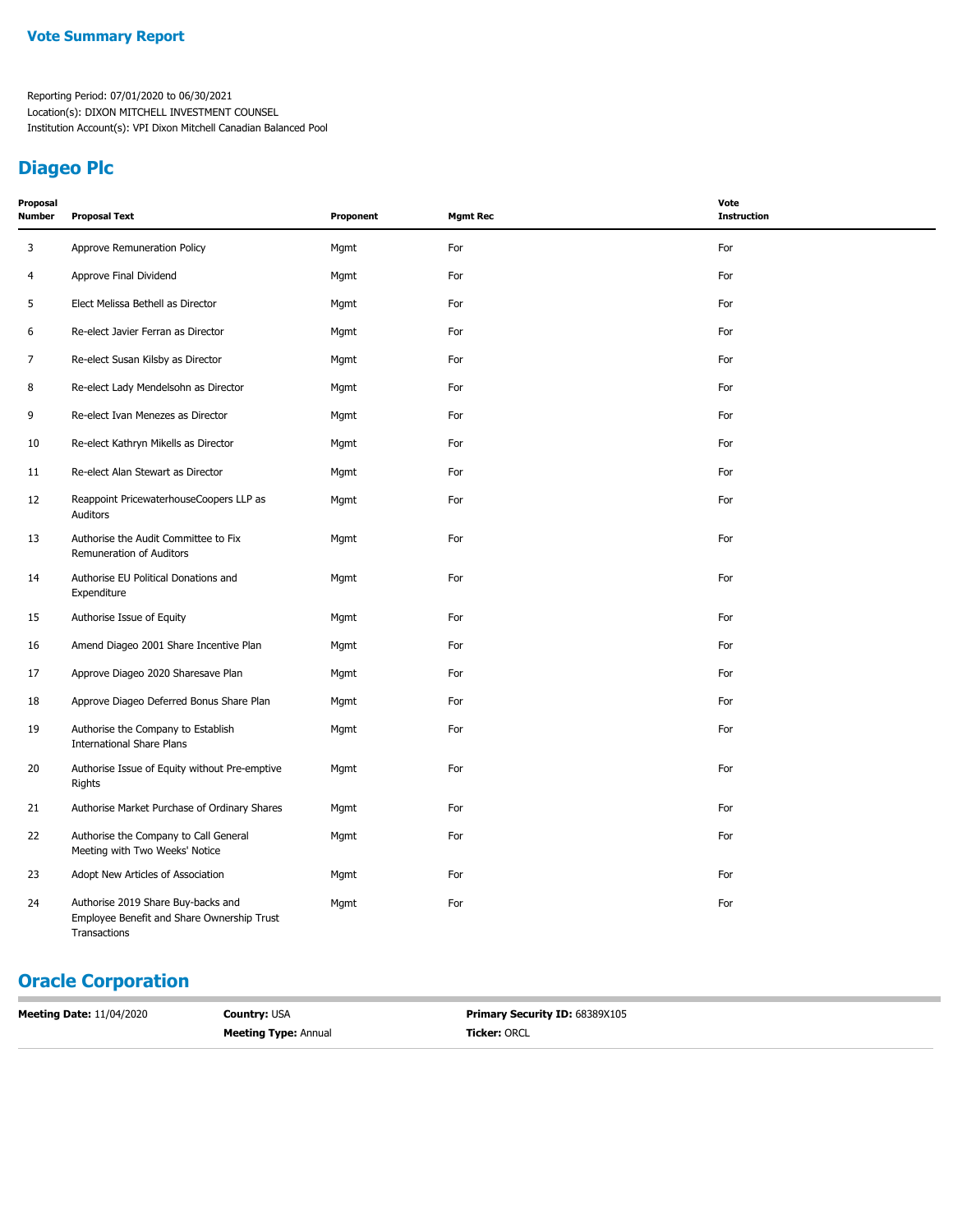**Vote Summary Report**

Reporting Period: 07/01/2020 to 06/30/2021
Location(s): DIXON MITCHELL INVESTMENT COUNSEL
Institution Account(s): VPI Dixon Mitchell Canadian Balanced Pool

## Diageo Plc

| Proposal Number | Proposal Text | Proponent | Mgmt Rec | Vote Instruction |
|---|---|---|---|---|
| 3 | Approve Remuneration Policy | Mgmt | For | For |
| 4 | Approve Final Dividend | Mgmt | For | For |
| 5 | Elect Melissa Bethell as Director | Mgmt | For | For |
| 6 | Re-elect Javier Ferran as Director | Mgmt | For | For |
| 7 | Re-elect Susan Kilsby as Director | Mgmt | For | For |
| 8 | Re-elect Lady Mendelsohn as Director | Mgmt | For | For |
| 9 | Re-elect Ivan Menezes as Director | Mgmt | For | For |
| 10 | Re-elect Kathryn Mikells as Director | Mgmt | For | For |
| 11 | Re-elect Alan Stewart as Director | Mgmt | For | For |
| 12 | Reappoint PricewaterhouseCoopers LLP as Auditors | Mgmt | For | For |
| 13 | Authorise the Audit Committee to Fix Remuneration of Auditors | Mgmt | For | For |
| 14 | Authorise EU Political Donations and Expenditure | Mgmt | For | For |
| 15 | Authorise Issue of Equity | Mgmt | For | For |
| 16 | Amend Diageo 2001 Share Incentive Plan | Mgmt | For | For |
| 17 | Approve Diageo 2020 Sharesave Plan | Mgmt | For | For |
| 18 | Approve Diageo Deferred Bonus Share Plan | Mgmt | For | For |
| 19 | Authorise the Company to Establish International Share Plans | Mgmt | For | For |
| 20 | Authorise Issue of Equity without Pre-emptive Rights | Mgmt | For | For |
| 21 | Authorise Market Purchase of Ordinary Shares | Mgmt | For | For |
| 22 | Authorise the Company to Call General Meeting with Two Weeks' Notice | Mgmt | For | For |
| 23 | Adopt New Articles of Association | Mgmt | For | For |
| 24 | Authorise 2019 Share Buy-backs and Employee Benefit and Share Ownership Trust Transactions | Mgmt | For | For |

## Oracle Corporation

**Meeting Date:** 11/04/2020 | **Country:** USA | **Primary Security ID:** 68389X105
**Meeting Type:** Annual | **Ticker:** ORCL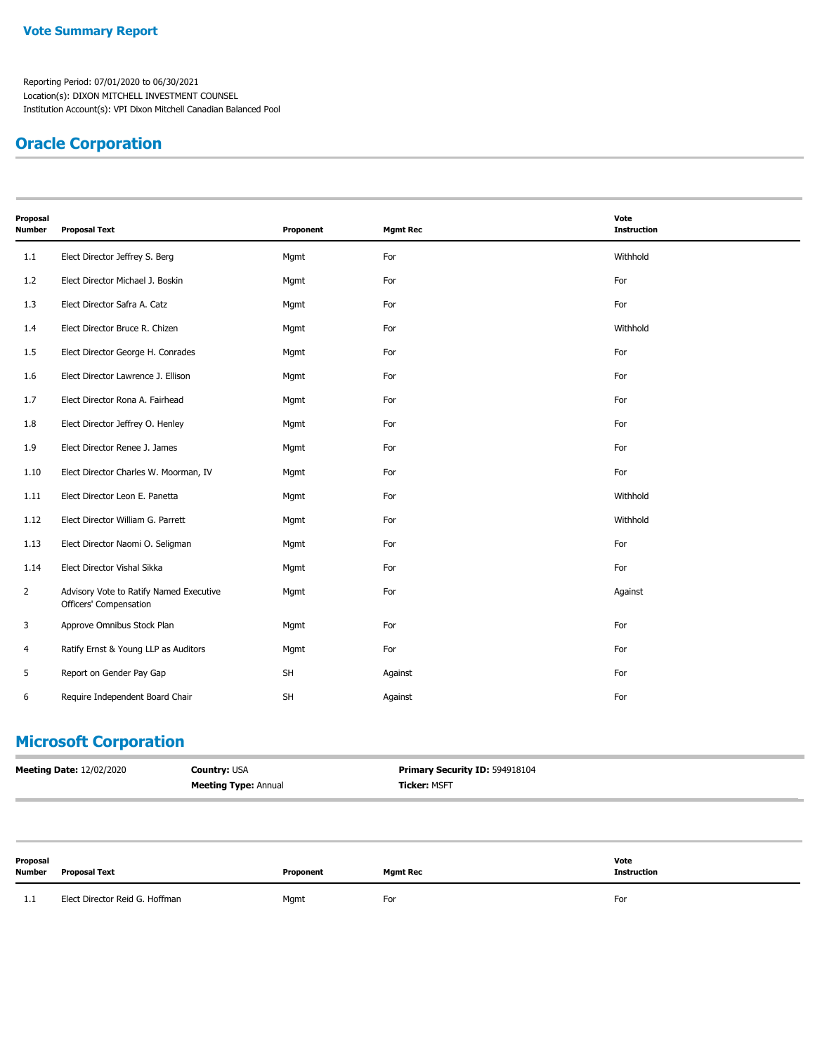## Vote Summary Report

Reporting Period: 07/01/2020 to 06/30/2021
Location(s): DIXON MITCHELL INVESTMENT COUNSEL
Institution Account(s): VPI Dixon Mitchell Canadian Balanced Pool

## Oracle Corporation

| Proposal Number | Proposal Text | Proponent | Mgmt Rec | Vote Instruction |
|---|---|---|---|---|
| 1.1 | Elect Director Jeffrey S. Berg | Mgmt | For | Withhold |
| 1.2 | Elect Director Michael J. Boskin | Mgmt | For | For |
| 1.3 | Elect Director Safra A. Catz | Mgmt | For | For |
| 1.4 | Elect Director Bruce R. Chizen | Mgmt | For | Withhold |
| 1.5 | Elect Director George H. Conrades | Mgmt | For | For |
| 1.6 | Elect Director Lawrence J. Ellison | Mgmt | For | For |
| 1.7 | Elect Director Rona A. Fairhead | Mgmt | For | For |
| 1.8 | Elect Director Jeffrey O. Henley | Mgmt | For | For |
| 1.9 | Elect Director Renee J. James | Mgmt | For | For |
| 1.10 | Elect Director Charles W. Moorman, IV | Mgmt | For | For |
| 1.11 | Elect Director Leon E. Panetta | Mgmt | For | Withhold |
| 1.12 | Elect Director William G. Parrett | Mgmt | For | Withhold |
| 1.13 | Elect Director Naomi O. Seligman | Mgmt | For | For |
| 1.14 | Elect Director Vishal Sikka | Mgmt | For | For |
| 2 | Advisory Vote to Ratify Named Executive Officers' Compensation | Mgmt | For | Against |
| 3 | Approve Omnibus Stock Plan | Mgmt | For | For |
| 4 | Ratify Ernst & Young LLP as Auditors | Mgmt | For | For |
| 5 | Report on Gender Pay Gap | SH | Against | For |
| 6 | Require Independent Board Chair | SH | Against | For |

## Microsoft Corporation

**Meeting Date:** 12/02/2020 **Country:** USA **Primary Security ID:** 594918104
**Meeting Type:** Annual **Ticker:** MSFT

| Proposal Number | Proposal Text | Proponent | Mgmt Rec | Vote Instruction |
|---|---|---|---|---|
| 1.1 | Elect Director Reid G. Hoffman | Mgmt | For | For |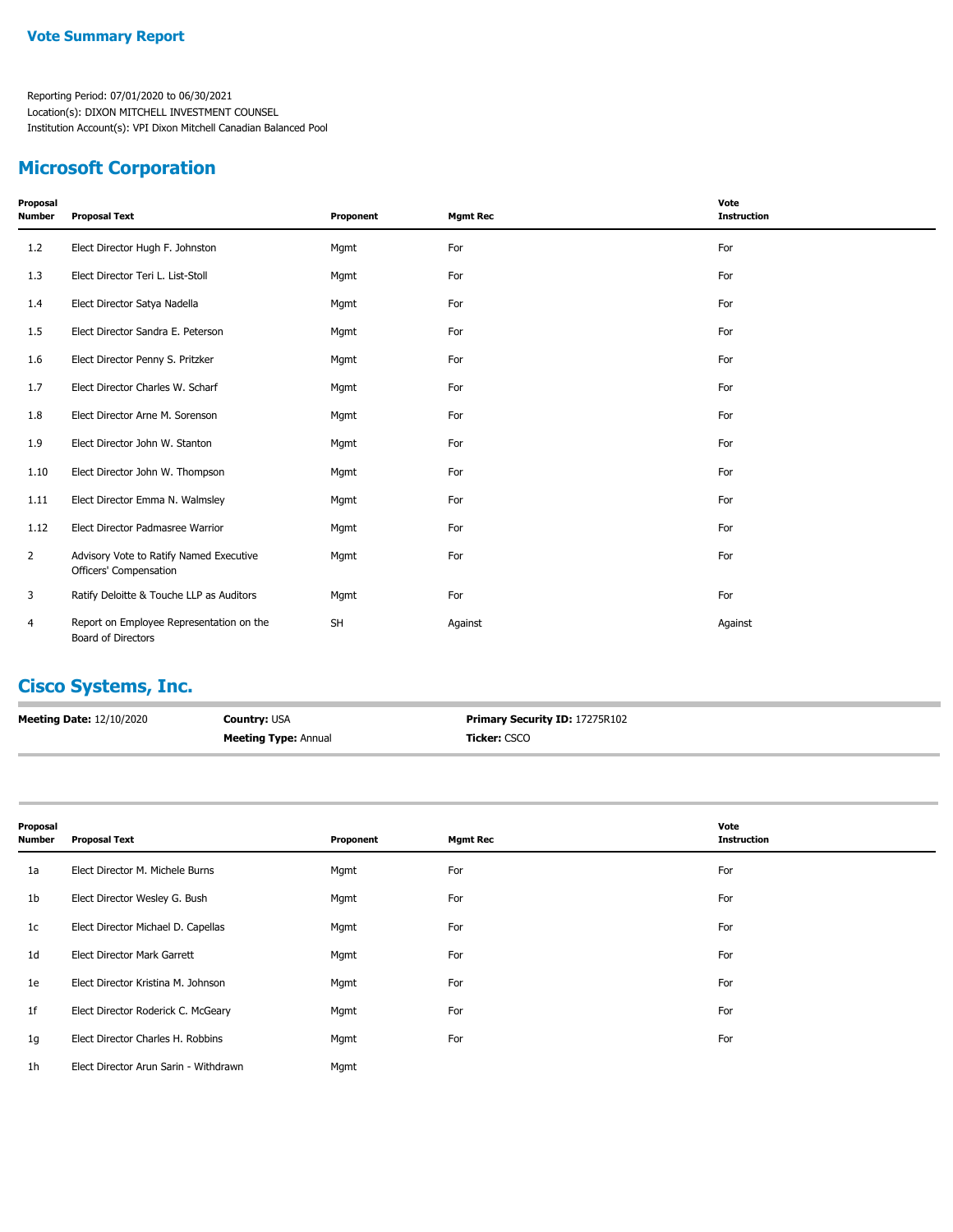**Vote Summary Report**

Reporting Period: 07/01/2020 to 06/30/2021
Location(s): DIXON MITCHELL INVESTMENT COUNSEL
Institution Account(s): VPI Dixon Mitchell Canadian Balanced Pool

## Microsoft Corporation

| Proposal Number | Proposal Text | Proponent | Mgmt Rec | Vote Instruction |
|---|---|---|---|---|
| 1.2 | Elect Director Hugh F. Johnston | Mgmt | For | For |
| 1.3 | Elect Director Teri L. List-Stoll | Mgmt | For | For |
| 1.4 | Elect Director Satya Nadella | Mgmt | For | For |
| 1.5 | Elect Director Sandra E. Peterson | Mgmt | For | For |
| 1.6 | Elect Director Penny S. Pritzker | Mgmt | For | For |
| 1.7 | Elect Director Charles W. Scharf | Mgmt | For | For |
| 1.8 | Elect Director Arne M. Sorenson | Mgmt | For | For |
| 1.9 | Elect Director John W. Stanton | Mgmt | For | For |
| 1.10 | Elect Director John W. Thompson | Mgmt | For | For |
| 1.11 | Elect Director Emma N. Walmsley | Mgmt | For | For |
| 1.12 | Elect Director Padmasree Warrior | Mgmt | For | For |
| 2 | Advisory Vote to Ratify Named Executive Officers' Compensation | Mgmt | For | For |
| 3 | Ratify Deloitte & Touche LLP as Auditors | Mgmt | For | For |
| 4 | Report on Employee Representation on the Board of Directors | SH | Against | Against |

## Cisco Systems, Inc.

**Meeting Date:** 12/10/2020 | **Country:** USA | **Primary Security ID:** 17275R102
**Meeting Type:** Annual | **Ticker:** CSCO

| Proposal Number | Proposal Text | Proponent | Mgmt Rec | Vote Instruction |
|---|---|---|---|---|
| 1a | Elect Director M. Michele Burns | Mgmt | For | For |
| 1b | Elect Director Wesley G. Bush | Mgmt | For | For |
| 1c | Elect Director Michael D. Capellas | Mgmt | For | For |
| 1d | Elect Director Mark Garrett | Mgmt | For | For |
| 1e | Elect Director Kristina M. Johnson | Mgmt | For | For |
| 1f | Elect Director Roderick C. McGeary | Mgmt | For | For |
| 1g | Elect Director Charles H. Robbins | Mgmt | For | For |
| 1h | Elect Director Arun Sarin - Withdrawn | Mgmt | | |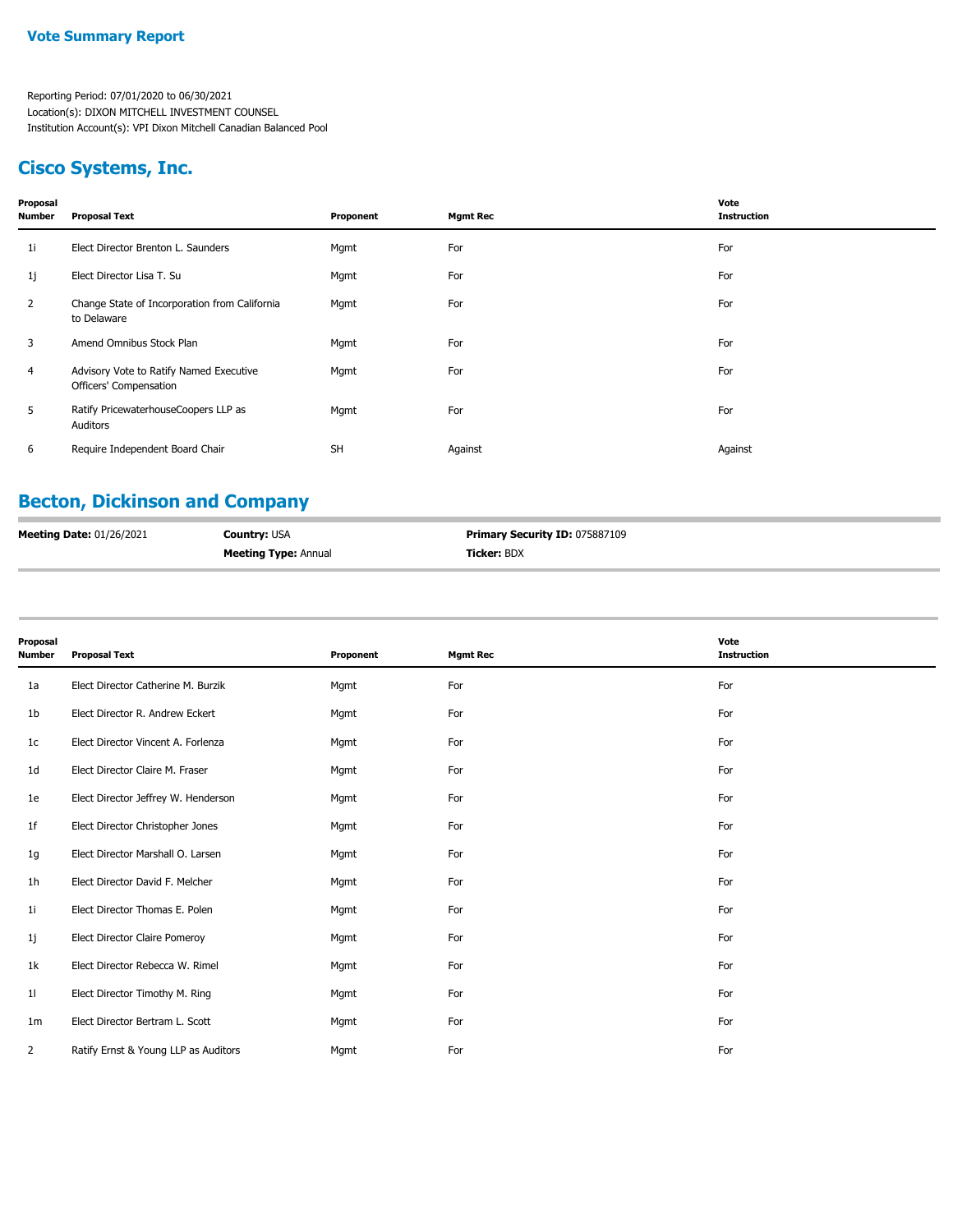**Vote Summary Report**

Reporting Period: 07/01/2020 to 06/30/2021
Location(s): DIXON MITCHELL INVESTMENT COUNSEL
Institution Account(s): VPI Dixon Mitchell Canadian Balanced Pool

## Cisco Systems, Inc.

| Proposal Number | Proposal Text | Proponent | Mgmt Rec | Vote Instruction |
|---|---|---|---|---|
| 1i | Elect Director Brenton L. Saunders | Mgmt | For | For |
| 1j | Elect Director Lisa T. Su | Mgmt | For | For |
| 2 | Change State of Incorporation from California to Delaware | Mgmt | For | For |
| 3 | Amend Omnibus Stock Plan | Mgmt | For | For |
| 4 | Advisory Vote to Ratify Named Executive Officers' Compensation | Mgmt | For | For |
| 5 | Ratify PricewaterhouseCoopers LLP as Auditors | Mgmt | For | For |
| 6 | Require Independent Board Chair | SH | Against | Against |

## Becton, Dickinson and Company

**Meeting Date:** 01/26/2021 | **Country:** USA | **Primary Security ID:** 075887109
**Meeting Type:** Annual | **Ticker:** BDX

| Proposal Number | Proposal Text | Proponent | Mgmt Rec | Vote Instruction |
|---|---|---|---|---|
| 1a | Elect Director Catherine M. Burzik | Mgmt | For | For |
| 1b | Elect Director R. Andrew Eckert | Mgmt | For | For |
| 1c | Elect Director Vincent A. Forlenza | Mgmt | For | For |
| 1d | Elect Director Claire M. Fraser | Mgmt | For | For |
| 1e | Elect Director Jeffrey W. Henderson | Mgmt | For | For |
| 1f | Elect Director Christopher Jones | Mgmt | For | For |
| 1g | Elect Director Marshall O. Larsen | Mgmt | For | For |
| 1h | Elect Director David F. Melcher | Mgmt | For | For |
| 1i | Elect Director Thomas E. Polen | Mgmt | For | For |
| 1j | Elect Director Claire Pomeroy | Mgmt | For | For |
| 1k | Elect Director Rebecca W. Rimel | Mgmt | For | For |
| 1l | Elect Director Timothy M. Ring | Mgmt | For | For |
| 1m | Elect Director Bertram L. Scott | Mgmt | For | For |
| 2 | Ratify Ernst & Young LLP as Auditors | Mgmt | For | For |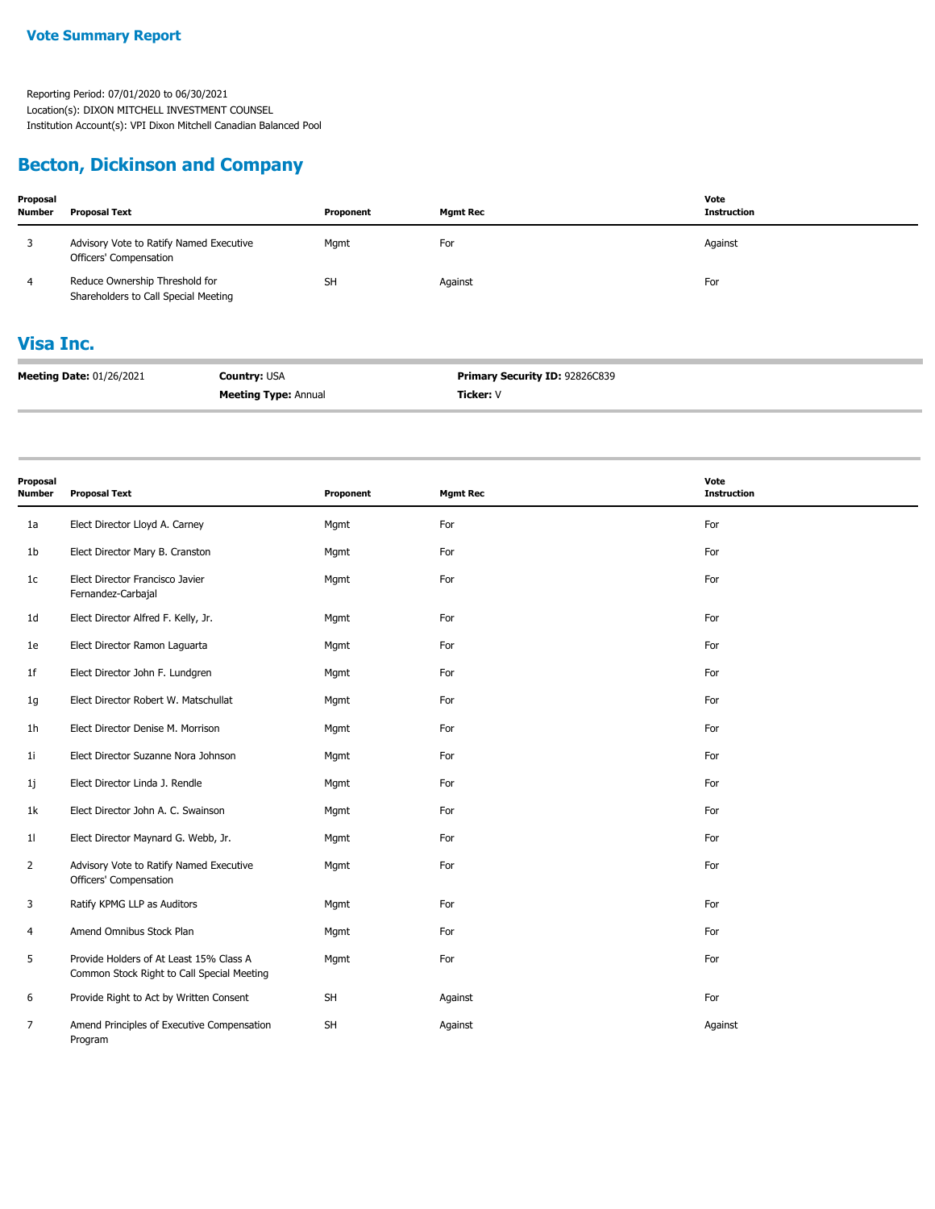**Vote Summary Report**

Reporting Period: 07/01/2020 to 06/30/2021
Location(s): DIXON MITCHELL INVESTMENT COUNSEL
Institution Account(s): VPI Dixon Mitchell Canadian Balanced Pool

## Becton, Dickinson and Company

| Proposal Number | Proposal Text | Proponent | Mgmt Rec | Vote Instruction |
|---|---|---|---|---|
| 3 | Advisory Vote to Ratify Named Executive Officers' Compensation | Mgmt | For | Against |
| 4 | Reduce Ownership Threshold for Shareholders to Call Special Meeting | SH | Against | For |

## Visa Inc.

**Meeting Date:** 01/26/2021 | **Country:** USA | **Primary Security ID:** 92826C839
**Meeting Type:** Annual | **Ticker:** V

| Proposal Number | Proposal Text | Proponent | Mgmt Rec | Vote Instruction |
|---|---|---|---|---|
| 1a | Elect Director Lloyd A. Carney | Mgmt | For | For |
| 1b | Elect Director Mary B. Cranston | Mgmt | For | For |
| 1c | Elect Director Francisco Javier Fernandez-Carbajal | Mgmt | For | For |
| 1d | Elect Director Alfred F. Kelly, Jr. | Mgmt | For | For |
| 1e | Elect Director Ramon Laguarta | Mgmt | For | For |
| 1f | Elect Director John F. Lundgren | Mgmt | For | For |
| 1g | Elect Director Robert W. Matschullat | Mgmt | For | For |
| 1h | Elect Director Denise M. Morrison | Mgmt | For | For |
| 1i | Elect Director Suzanne Nora Johnson | Mgmt | For | For |
| 1j | Elect Director Linda J. Rendle | Mgmt | For | For |
| 1k | Elect Director John A. C. Swainson | Mgmt | For | For |
| 1l | Elect Director Maynard G. Webb, Jr. | Mgmt | For | For |
| 2 | Advisory Vote to Ratify Named Executive Officers' Compensation | Mgmt | For | For |
| 3 | Ratify KPMG LLP as Auditors | Mgmt | For | For |
| 4 | Amend Omnibus Stock Plan | Mgmt | For | For |
| 5 | Provide Holders of At Least 15% Class A Common Stock Right to Call Special Meeting | Mgmt | For | For |
| 6 | Provide Right to Act by Written Consent | SH | Against | For |
| 7 | Amend Principles of Executive Compensation Program | SH | Against | Against |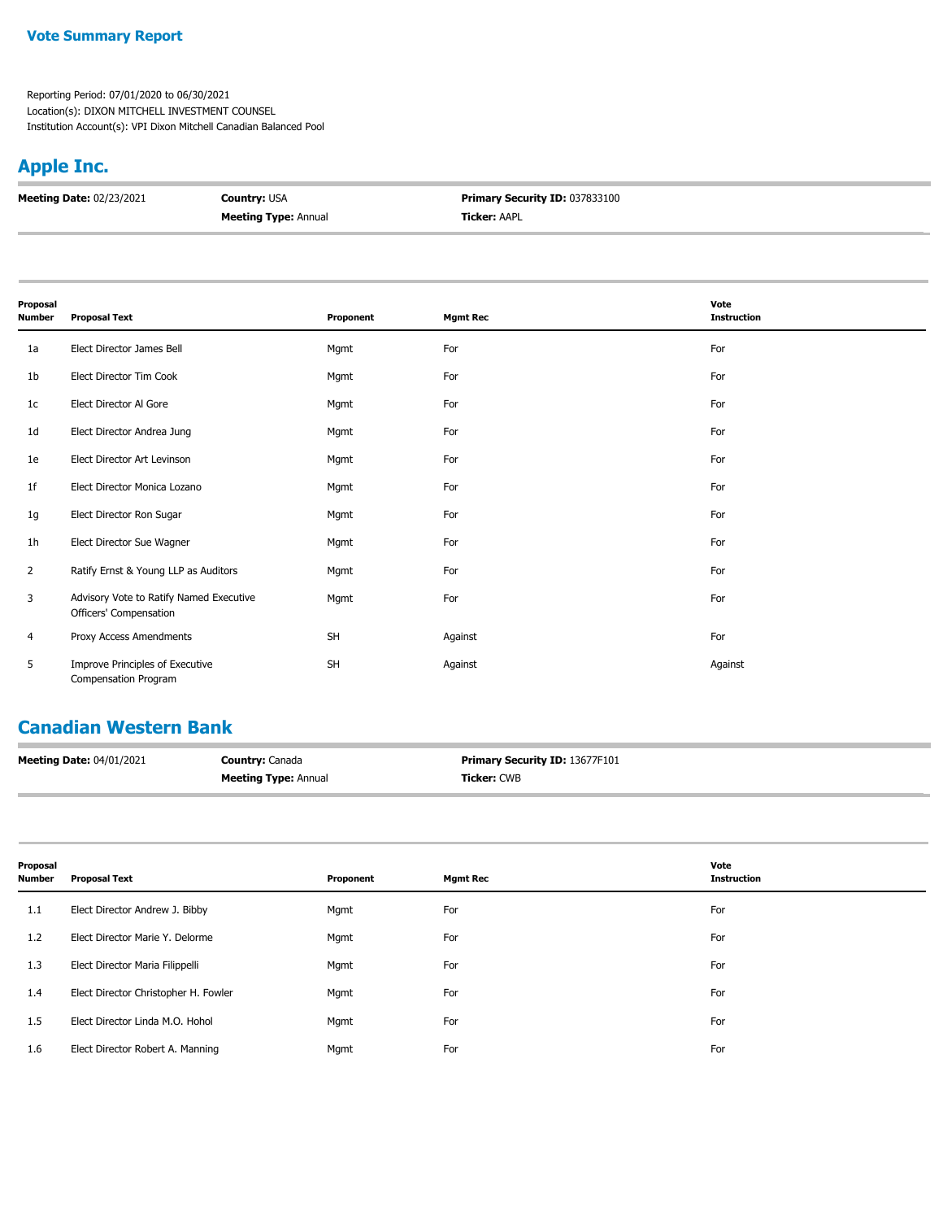**Vote Summary Report**

Reporting Period: 07/01/2020 to 06/30/2021
Location(s): DIXON MITCHELL INVESTMENT COUNSEL
Institution Account(s): VPI Dixon Mitchell Canadian Balanced Pool

## Apple Inc.

**Meeting Date:** 02/23/2021 | **Country:** USA | **Meeting Type:** Annual | **Primary Security ID:** 037833100 | **Ticker:** AAPL

| Proposal Number | Proposal Text | Proponent | Mgmt Rec | Vote Instruction |
|---|---|---|---|---|
| 1a | Elect Director James Bell | Mgmt | For | For |
| 1b | Elect Director Tim Cook | Mgmt | For | For |
| 1c | Elect Director Al Gore | Mgmt | For | For |
| 1d | Elect Director Andrea Jung | Mgmt | For | For |
| 1e | Elect Director Art Levinson | Mgmt | For | For |
| 1f | Elect Director Monica Lozano | Mgmt | For | For |
| 1g | Elect Director Ron Sugar | Mgmt | For | For |
| 1h | Elect Director Sue Wagner | Mgmt | For | For |
| 2 | Ratify Ernst & Young LLP as Auditors | Mgmt | For | For |
| 3 | Advisory Vote to Ratify Named Executive Officers' Compensation | Mgmt | For | For |
| 4 | Proxy Access Amendments | SH | Against | For |
| 5 | Improve Principles of Executive Compensation Program | SH | Against | Against |

## Canadian Western Bank

**Meeting Date:** 04/01/2021 | **Country:** Canada | **Meeting Type:** Annual | **Primary Security ID:** 13677F101 | **Ticker:** CWB

| Proposal Number | Proposal Text | Proponent | Mgmt Rec | Vote Instruction |
|---|---|---|---|---|
| 1.1 | Elect Director Andrew J. Bibby | Mgmt | For | For |
| 1.2 | Elect Director Marie Y. Delorme | Mgmt | For | For |
| 1.3 | Elect Director Maria Filippelli | Mgmt | For | For |
| 1.4 | Elect Director Christopher H. Fowler | Mgmt | For | For |
| 1.5 | Elect Director Linda M.O. Hohol | Mgmt | For | For |
| 1.6 | Elect Director Robert A. Manning | Mgmt | For | For |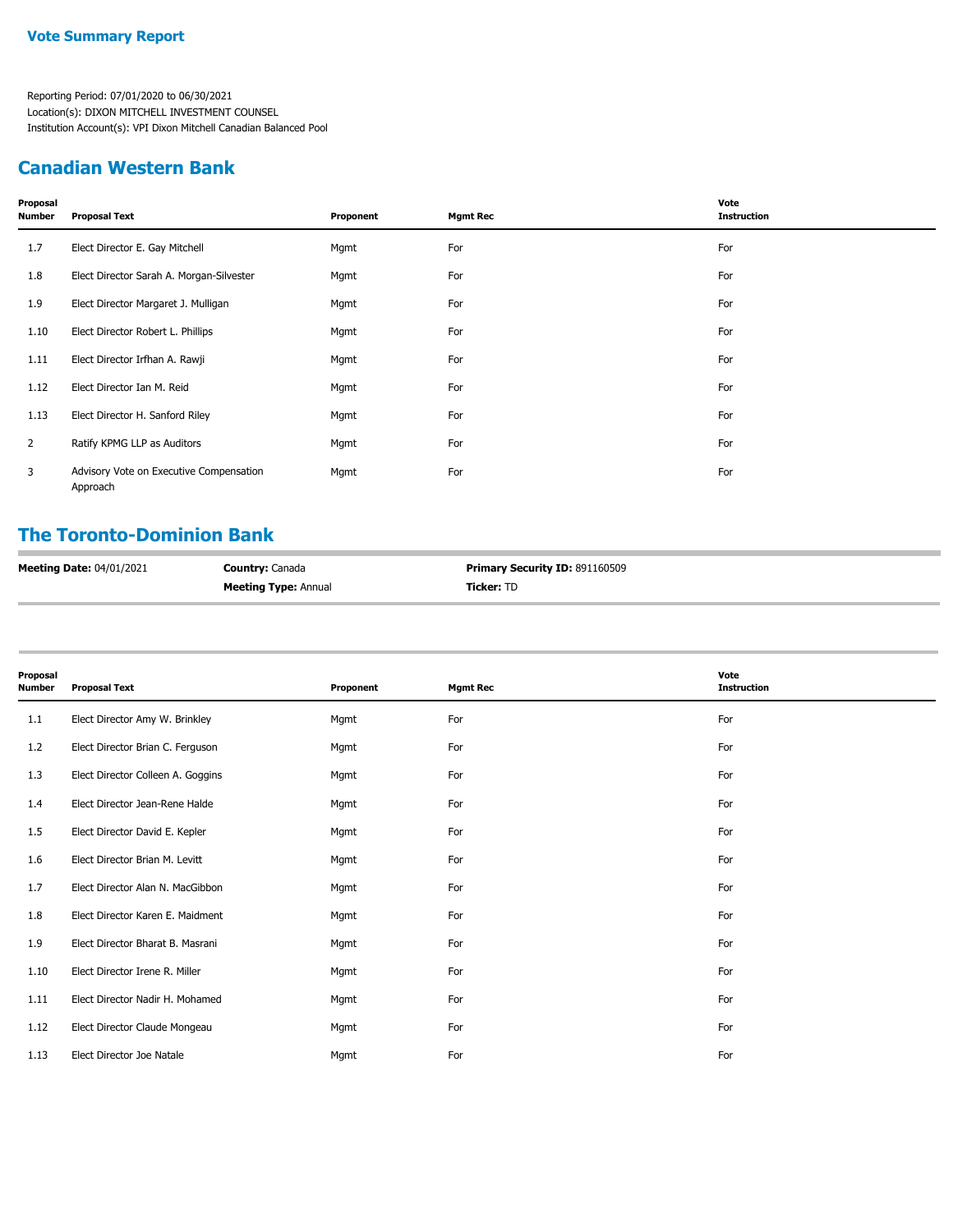## Vote Summary Report

Reporting Period: 07/01/2020 to 06/30/2021
Location(s): DIXON MITCHELL INVESTMENT COUNSEL
Institution Account(s): VPI Dixon Mitchell Canadian Balanced Pool

## Canadian Western Bank

| Proposal Number | Proposal Text | Proponent | Mgmt Rec | Vote Instruction |
|---|---|---|---|---|
| 1.7 | Elect Director E. Gay Mitchell | Mgmt | For | For |
| 1.8 | Elect Director Sarah A. Morgan-Silvester | Mgmt | For | For |
| 1.9 | Elect Director Margaret J. Mulligan | Mgmt | For | For |
| 1.10 | Elect Director Robert L. Phillips | Mgmt | For | For |
| 1.11 | Elect Director Irfhan A. Rawji | Mgmt | For | For |
| 1.12 | Elect Director Ian M. Reid | Mgmt | For | For |
| 1.13 | Elect Director H. Sanford Riley | Mgmt | For | For |
| 2 | Ratify KPMG LLP as Auditors | Mgmt | For | For |
| 3 | Advisory Vote on Executive Compensation Approach | Mgmt | For | For |

## The Toronto-Dominion Bank

**Meeting Date:** 04/01/2021 **Country:** Canada **Primary Security ID:** 891160509
**Meeting Type:** Annual **Ticker:** TD

| Proposal Number | Proposal Text | Proponent | Mgmt Rec | Vote Instruction |
|---|---|---|---|---|
| 1.1 | Elect Director Amy W. Brinkley | Mgmt | For | For |
| 1.2 | Elect Director Brian C. Ferguson | Mgmt | For | For |
| 1.3 | Elect Director Colleen A. Goggins | Mgmt | For | For |
| 1.4 | Elect Director Jean-Rene Halde | Mgmt | For | For |
| 1.5 | Elect Director David E. Kepler | Mgmt | For | For |
| 1.6 | Elect Director Brian M. Levitt | Mgmt | For | For |
| 1.7 | Elect Director Alan N. MacGibbon | Mgmt | For | For |
| 1.8 | Elect Director Karen E. Maidment | Mgmt | For | For |
| 1.9 | Elect Director Bharat B. Masrani | Mgmt | For | For |
| 1.10 | Elect Director Irene R. Miller | Mgmt | For | For |
| 1.11 | Elect Director Nadir H. Mohamed | Mgmt | For | For |
| 1.12 | Elect Director Claude Mongeau | Mgmt | For | For |
| 1.13 | Elect Director Joe Natale | Mgmt | For | For |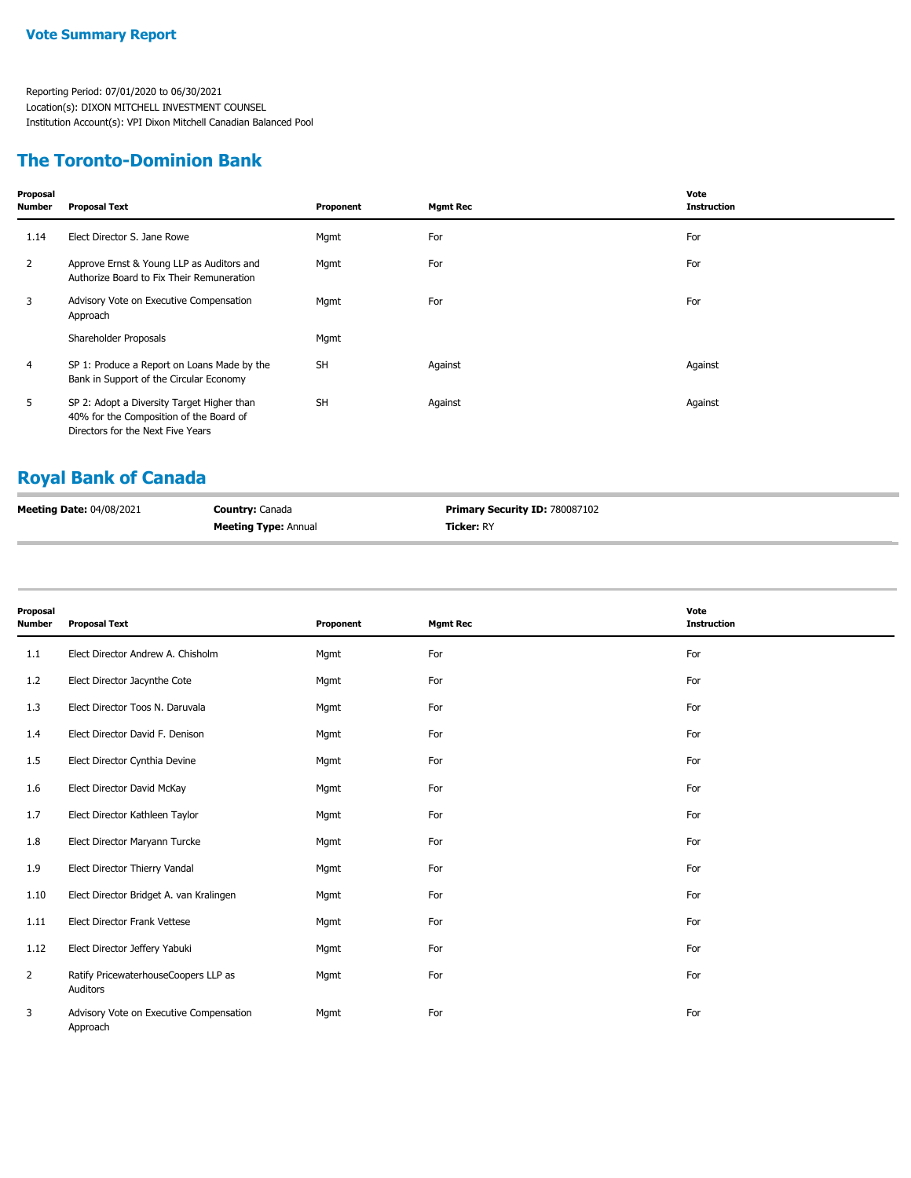**Vote Summary Report**

Reporting Period: 07/01/2020 to 06/30/2021
Location(s): DIXON MITCHELL INVESTMENT COUNSEL
Institution Account(s): VPI Dixon Mitchell Canadian Balanced Pool

## The Toronto-Dominion Bank

| Proposal Number | Proposal Text | Proponent | Mgmt Rec | Vote Instruction |
|---|---|---|---|---|
| 1.14 | Elect Director S. Jane Rowe | Mgmt | For | For |
| 2 | Approve Ernst & Young LLP as Auditors and Authorize Board to Fix Their Remuneration | Mgmt | For | For |
| 3 | Advisory Vote on Executive Compensation Approach | Mgmt | For | For |
| | Shareholder Proposals | Mgmt | | |
| 4 | SP 1: Produce a Report on Loans Made by the Bank in Support of the Circular Economy | SH | Against | Against |
| 5 | SP 2: Adopt a Diversity Target Higher than 40% for the Composition of the Board of Directors for the Next Five Years | SH | Against | Against |

## Royal Bank of Canada

**Meeting Date:** 04/08/2021
**Country:** Canada
**Meeting Type:** Annual
**Primary Security ID:** 780087102
**Ticker:** RY

| Proposal Number | Proposal Text | Proponent | Mgmt Rec | Vote Instruction |
|---|---|---|---|---|
| 1.1 | Elect Director Andrew A. Chisholm | Mgmt | For | For |
| 1.2 | Elect Director Jacynthe Cote | Mgmt | For | For |
| 1.3 | Elect Director Toos N. Daruvala | Mgmt | For | For |
| 1.4 | Elect Director David F. Denison | Mgmt | For | For |
| 1.5 | Elect Director Cynthia Devine | Mgmt | For | For |
| 1.6 | Elect Director David McKay | Mgmt | For | For |
| 1.7 | Elect Director Kathleen Taylor | Mgmt | For | For |
| 1.8 | Elect Director Maryann Turcke | Mgmt | For | For |
| 1.9 | Elect Director Thierry Vandal | Mgmt | For | For |
| 1.10 | Elect Director Bridget A. van Kralingen | Mgmt | For | For |
| 1.11 | Elect Director Frank Vettese | Mgmt | For | For |
| 1.12 | Elect Director Jeffery Yabuki | Mgmt | For | For |
| 2 | Ratify PricewaterhouseCoopers LLP as Auditors | Mgmt | For | For |
| 3 | Advisory Vote on Executive Compensation Approach | Mgmt | For | For |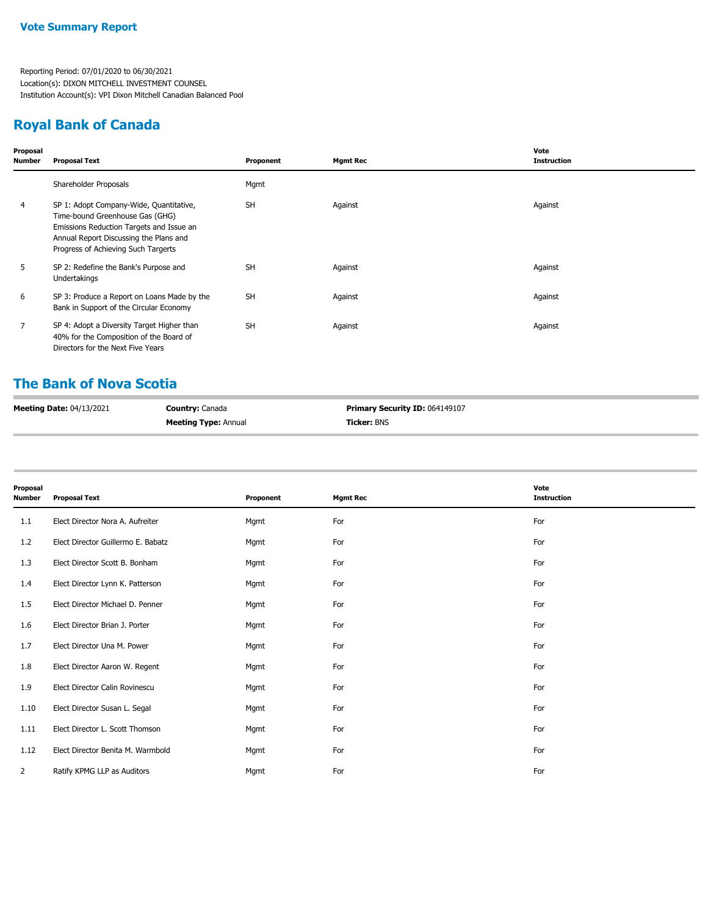**Vote Summary Report**

Reporting Period: 07/01/2020 to 06/30/2021
Location(s): DIXON MITCHELL INVESTMENT COUNSEL
Institution Account(s): VPI Dixon Mitchell Canadian Balanced Pool

## Royal Bank of Canada

| Proposal Number | Proposal Text | Proponent | Mgmt Rec | Vote Instruction |
|---|---|---|---|---|
| | Shareholder Proposals | Mgmt | | |
| 4 | SP 1: Adopt Company-Wide, Quantitative, Time-bound Greenhouse Gas (GHG) Emissions Reduction Targets and Issue an Annual Report Discussing the Plans and Progress of Achieving Such Targerts | SH | Against | Against |
| 5 | SP 2: Redefine the Bank's Purpose and Undertakings | SH | Against | Against |
| 6 | SP 3: Produce a Report on Loans Made by the Bank in Support of the Circular Economy | SH | Against | Against |
| 7 | SP 4: Adopt a Diversity Target Higher than 40% for the Composition of the Board of Directors for the Next Five Years | SH | Against | Against |

## The Bank of Nova Scotia

**Meeting Date:** 04/13/2021 | **Country:** Canada | **Primary Security ID:** 064149107
**Meeting Type:** Annual | **Ticker:** BNS

| Proposal Number | Proposal Text | Proponent | Mgmt Rec | Vote Instruction |
|---|---|---|---|---|
| 1.1 | Elect Director Nora A. Aufreiter | Mgmt | For | For |
| 1.2 | Elect Director Guillermo E. Babatz | Mgmt | For | For |
| 1.3 | Elect Director Scott B. Bonham | Mgmt | For | For |
| 1.4 | Elect Director Lynn K. Patterson | Mgmt | For | For |
| 1.5 | Elect Director Michael D. Penner | Mgmt | For | For |
| 1.6 | Elect Director Brian J. Porter | Mgmt | For | For |
| 1.7 | Elect Director Una M. Power | Mgmt | For | For |
| 1.8 | Elect Director Aaron W. Regent | Mgmt | For | For |
| 1.9 | Elect Director Calin Rovinescu | Mgmt | For | For |
| 1.10 | Elect Director Susan L. Segal | Mgmt | For | For |
| 1.11 | Elect Director L. Scott Thomson | Mgmt | For | For |
| 1.12 | Elect Director Benita M. Warmbold | Mgmt | For | For |
| 2 | Ratify KPMG LLP as Auditors | Mgmt | For | For |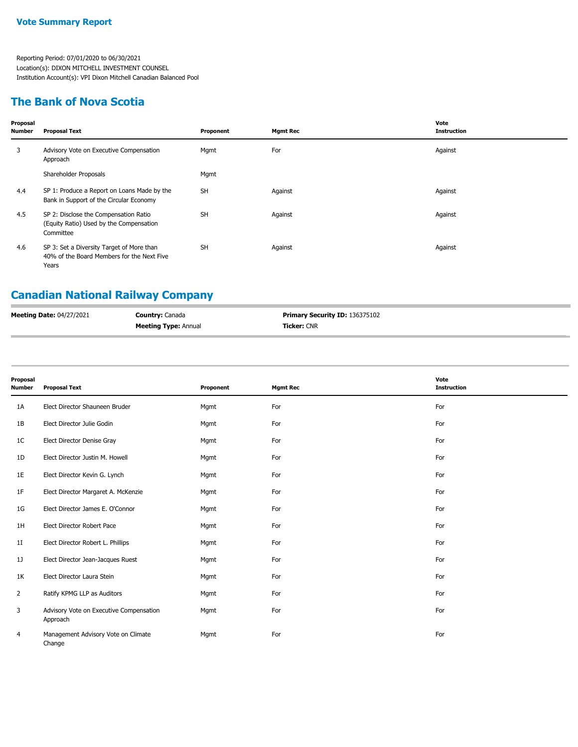**Vote Summary Report**

Reporting Period: 07/01/2020 to 06/30/2021
Location(s): DIXON MITCHELL INVESTMENT COUNSEL
Institution Account(s): VPI Dixon Mitchell Canadian Balanced Pool

## The Bank of Nova Scotia

| Proposal Number | Proposal Text | Proponent | Mgmt Rec | Vote Instruction |
|---|---|---|---|---|
| 3 | Advisory Vote on Executive Compensation Approach | Mgmt | For | Against |
| | Shareholder Proposals | Mgmt | | |
| 4.4 | SP 1: Produce a Report on Loans Made by the Bank in Support of the Circular Economy | SH | Against | Against |
| 4.5 | SP 2: Disclose the Compensation Ratio (Equity Ratio) Used by the Compensation Committee | SH | Against | Against |
| 4.6 | SP 3: Set a Diversity Target of More than 40% of the Board Members for the Next Five Years | SH | Against | Against |

## Canadian National Railway Company

**Meeting Date:** 04/27/2021 | **Country:** Canada | **Meeting Type:** Annual | **Primary Security ID:** 136375102 | **Ticker:** CNR

| Proposal Number | Proposal Text | Proponent | Mgmt Rec | Vote Instruction |
|---|---|---|---|---|
| 1A | Elect Director Shauneen Bruder | Mgmt | For | For |
| 1B | Elect Director Julie Godin | Mgmt | For | For |
| 1C | Elect Director Denise Gray | Mgmt | For | For |
| 1D | Elect Director Justin M. Howell | Mgmt | For | For |
| 1E | Elect Director Kevin G. Lynch | Mgmt | For | For |
| 1F | Elect Director Margaret A. McKenzie | Mgmt | For | For |
| 1G | Elect Director James E. O'Connor | Mgmt | For | For |
| 1H | Elect Director Robert Pace | Mgmt | For | For |
| 1I | Elect Director Robert L. Phillips | Mgmt | For | For |
| 1J | Elect Director Jean-Jacques Ruest | Mgmt | For | For |
| 1K | Elect Director Laura Stein | Mgmt | For | For |
| 2 | Ratify KPMG LLP as Auditors | Mgmt | For | For |
| 3 | Advisory Vote on Executive Compensation Approach | Mgmt | For | For |
| 4 | Management Advisory Vote on Climate Change | Mgmt | For | For |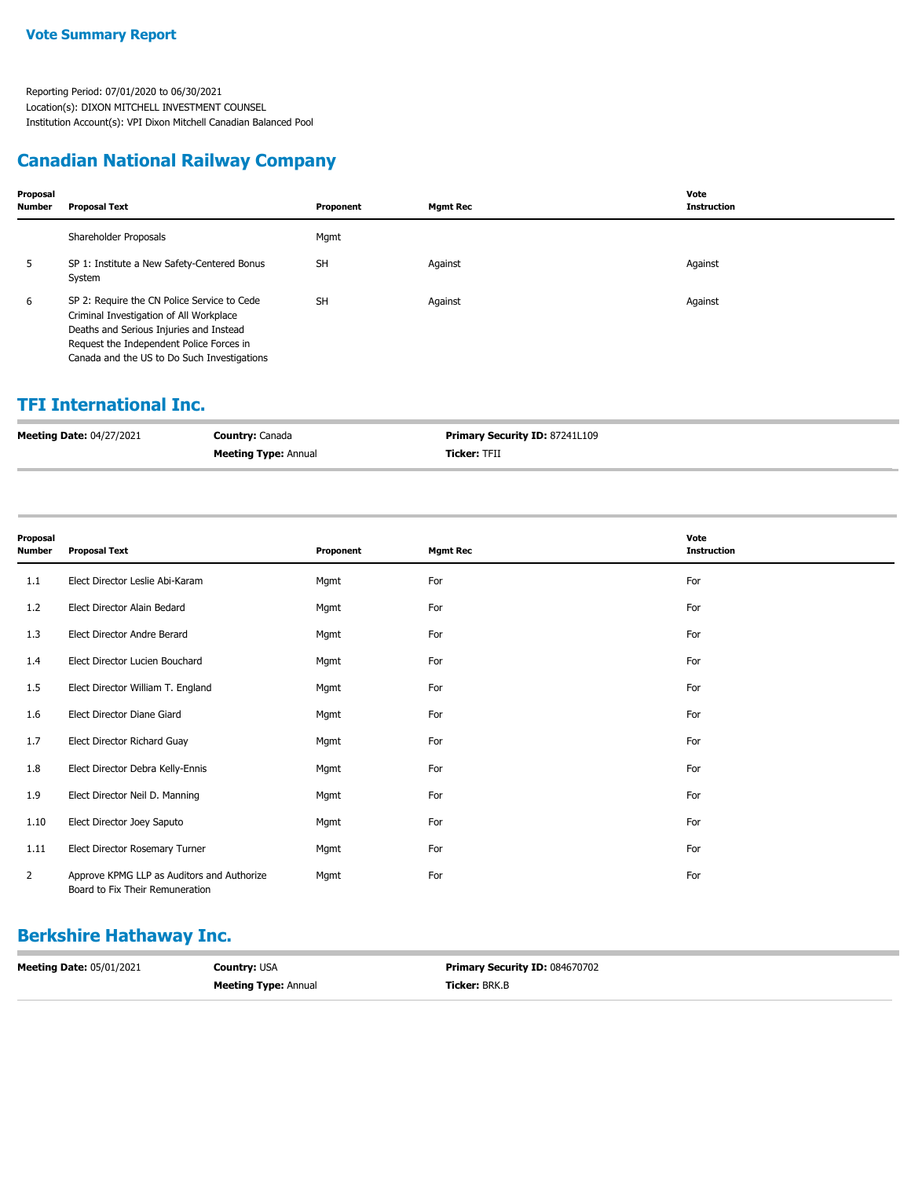**Vote Summary Report**

Reporting Period: 07/01/2020 to 06/30/2021
Location(s): DIXON MITCHELL INVESTMENT COUNSEL
Institution Account(s): VPI Dixon Mitchell Canadian Balanced Pool

## Canadian National Railway Company

| Proposal Number | Proposal Text | Proponent | Mgmt Rec | Vote Instruction |
|---|---|---|---|---|
| | Shareholder Proposals | Mgmt | | |
| 5 | SP 1: Institute a New Safety-Centered Bonus System | SH | Against | Against |
| 6 | SP 2: Require the CN Police Service to Cede Criminal Investigation of All Workplace Deaths and Serious Injuries and Instead Request the Independent Police Forces in Canada and the US to Do Such Investigations | SH | Against | Against |

## TFI International Inc.

**Meeting Date:** 04/27/2021 | **Country:** Canada | **Meeting Type:** Annual | **Primary Security ID:** 87241L109 | **Ticker:** TFII

| Proposal Number | Proposal Text | Proponent | Mgmt Rec | Vote Instruction |
|---|---|---|---|---|
| 1.1 | Elect Director Leslie Abi-Karam | Mgmt | For | For |
| 1.2 | Elect Director Alain Bedard | Mgmt | For | For |
| 1.3 | Elect Director Andre Berard | Mgmt | For | For |
| 1.4 | Elect Director Lucien Bouchard | Mgmt | For | For |
| 1.5 | Elect Director William T. England | Mgmt | For | For |
| 1.6 | Elect Director Diane Giard | Mgmt | For | For |
| 1.7 | Elect Director Richard Guay | Mgmt | For | For |
| 1.8 | Elect Director Debra Kelly-Ennis | Mgmt | For | For |
| 1.9 | Elect Director Neil D. Manning | Mgmt | For | For |
| 1.10 | Elect Director Joey Saputo | Mgmt | For | For |
| 1.11 | Elect Director Rosemary Turner | Mgmt | For | For |
| 2 | Approve KPMG LLP as Auditors and Authorize Board to Fix Their Remuneration | Mgmt | For | For |

## Berkshire Hathaway Inc.

**Meeting Date:** 05/01/2021 | **Country:** USA | **Meeting Type:** Annual | **Primary Security ID:** 084670702 | **Ticker:** BRK.B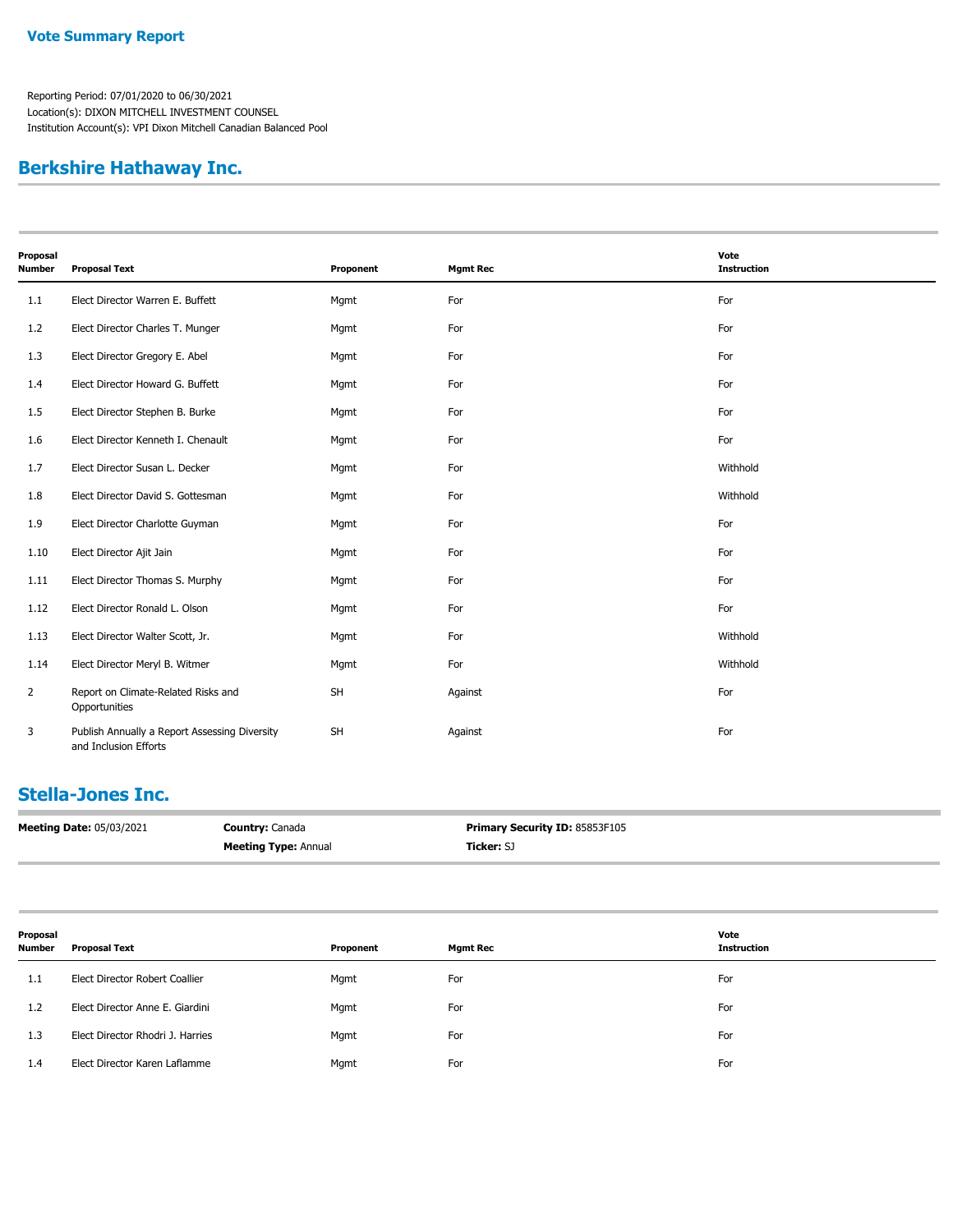# Vote Summary Report

Reporting Period: 07/01/2020 to 06/30/2021
Location(s): DIXON MITCHELL INVESTMENT COUNSEL
Institution Account(s): VPI Dixon Mitchell Canadian Balanced Pool

## Berkshire Hathaway Inc.

| Proposal Number | Proposal Text | Proponent | Mgmt Rec | Vote Instruction |
|---|---|---|---|---|
| 1.1 | Elect Director Warren E. Buffett | Mgmt | For | For |
| 1.2 | Elect Director Charles T. Munger | Mgmt | For | For |
| 1.3 | Elect Director Gregory E. Abel | Mgmt | For | For |
| 1.4 | Elect Director Howard G. Buffett | Mgmt | For | For |
| 1.5 | Elect Director Stephen B. Burke | Mgmt | For | For |
| 1.6 | Elect Director Kenneth I. Chenault | Mgmt | For | For |
| 1.7 | Elect Director Susan L. Decker | Mgmt | For | Withhold |
| 1.8 | Elect Director David S. Gottesman | Mgmt | For | Withhold |
| 1.9 | Elect Director Charlotte Guyman | Mgmt | For | For |
| 1.10 | Elect Director Ajit Jain | Mgmt | For | For |
| 1.11 | Elect Director Thomas S. Murphy | Mgmt | For | For |
| 1.12 | Elect Director Ronald L. Olson | Mgmt | For | For |
| 1.13 | Elect Director Walter Scott, Jr. | Mgmt | For | Withhold |
| 1.14 | Elect Director Meryl B. Witmer | Mgmt | For | Withhold |
| 2 | Report on Climate-Related Risks and Opportunities | SH | Against | For |
| 3 | Publish Annually a Report Assessing Diversity and Inclusion Efforts | SH | Against | For |

## Stella-Jones Inc.

**Meeting Date:** 05/03/2021 | **Country:** Canada | **Primary Security ID:** 85853F105
**Meeting Type:** Annual | **Ticker:** SJ

| Proposal Number | Proposal Text | Proponent | Mgmt Rec | Vote Instruction |
|---|---|---|---|---|
| 1.1 | Elect Director Robert Coallier | Mgmt | For | For |
| 1.2 | Elect Director Anne E. Giardini | Mgmt | For | For |
| 1.3 | Elect Director Rhodri J. Harries | Mgmt | For | For |
| 1.4 | Elect Director Karen Laflamme | Mgmt | For | For |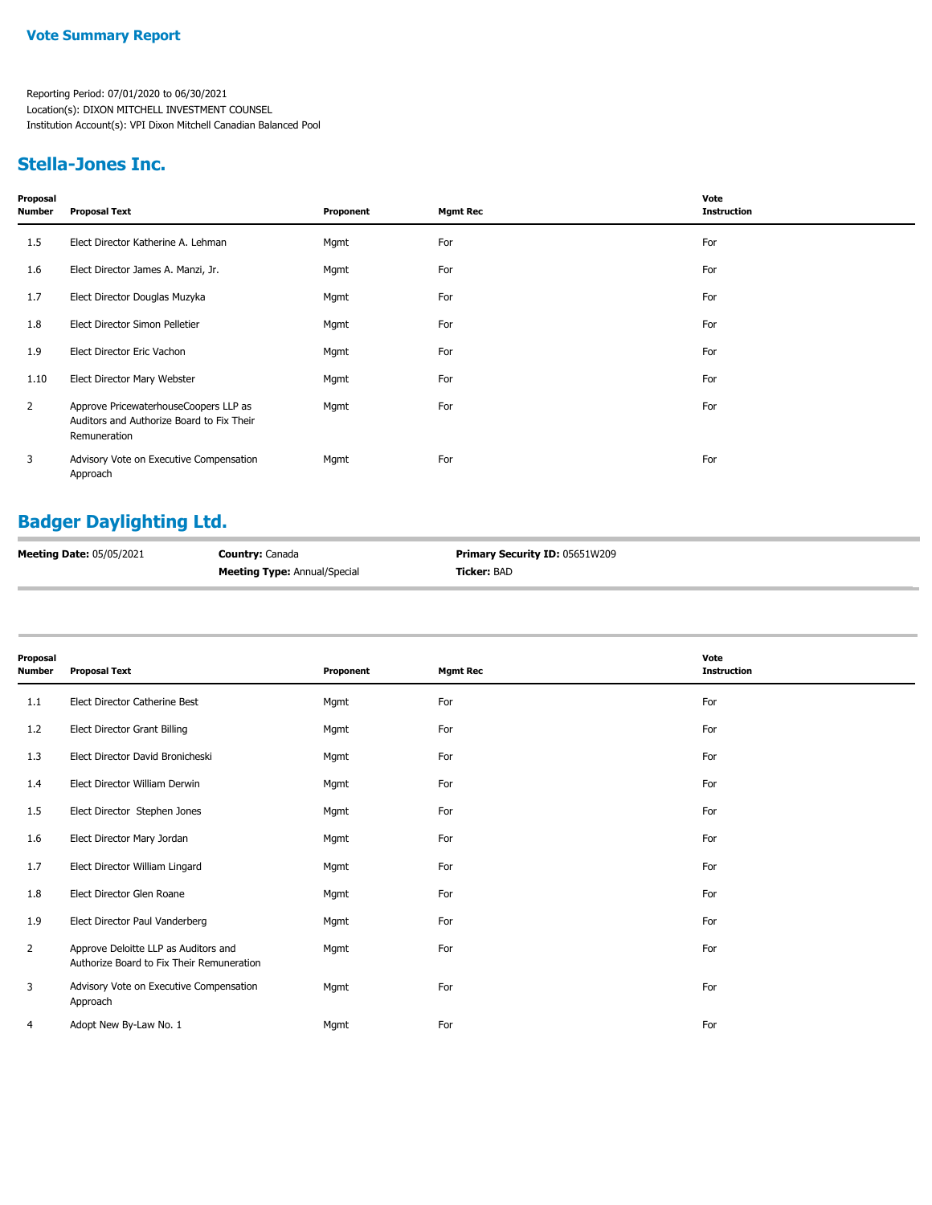**Vote Summary Report**

Reporting Period: 07/01/2020 to 06/30/2021
Location(s): DIXON MITCHELL INVESTMENT COUNSEL
Institution Account(s): VPI Dixon Mitchell Canadian Balanced Pool

## Stella-Jones Inc.

| Proposal Number | Proposal Text | Proponent | Mgmt Rec | Vote Instruction |
|---|---|---|---|---|
| 1.5 | Elect Director Katherine A. Lehman | Mgmt | For | For |
| 1.6 | Elect Director James A. Manzi, Jr. | Mgmt | For | For |
| 1.7 | Elect Director Douglas Muzyka | Mgmt | For | For |
| 1.8 | Elect Director Simon Pelletier | Mgmt | For | For |
| 1.9 | Elect Director Eric Vachon | Mgmt | For | For |
| 1.10 | Elect Director Mary Webster | Mgmt | For | For |
| 2 | Approve PricewaterhouseCoopers LLP as Auditors and Authorize Board to Fix Their Remuneration | Mgmt | For | For |
| 3 | Advisory Vote on Executive Compensation Approach | Mgmt | For | For |

## Badger Daylighting Ltd.

**Meeting Date:** 05/05/2021 **Country:** Canada **Primary Security ID:** 05651W209
**Meeting Type:** Annual/Special **Ticker:** BAD

| Proposal Number | Proposal Text | Proponent | Mgmt Rec | Vote Instruction |
|---|---|---|---|---|
| 1.1 | Elect Director Catherine Best | Mgmt | For | For |
| 1.2 | Elect Director Grant Billing | Mgmt | For | For |
| 1.3 | Elect Director David Bronicheski | Mgmt | For | For |
| 1.4 | Elect Director William Derwin | Mgmt | For | For |
| 1.5 | Elect Director Stephen Jones | Mgmt | For | For |
| 1.6 | Elect Director Mary Jordan | Mgmt | For | For |
| 1.7 | Elect Director William Lingard | Mgmt | For | For |
| 1.8 | Elect Director Glen Roane | Mgmt | For | For |
| 1.9 | Elect Director Paul Vanderberg | Mgmt | For | For |
| 2 | Approve Deloitte LLP as Auditors and Authorize Board to Fix Their Remuneration | Mgmt | For | For |
| 3 | Advisory Vote on Executive Compensation Approach | Mgmt | For | For |
| 4 | Adopt New By-Law No. 1 | Mgmt | For | For |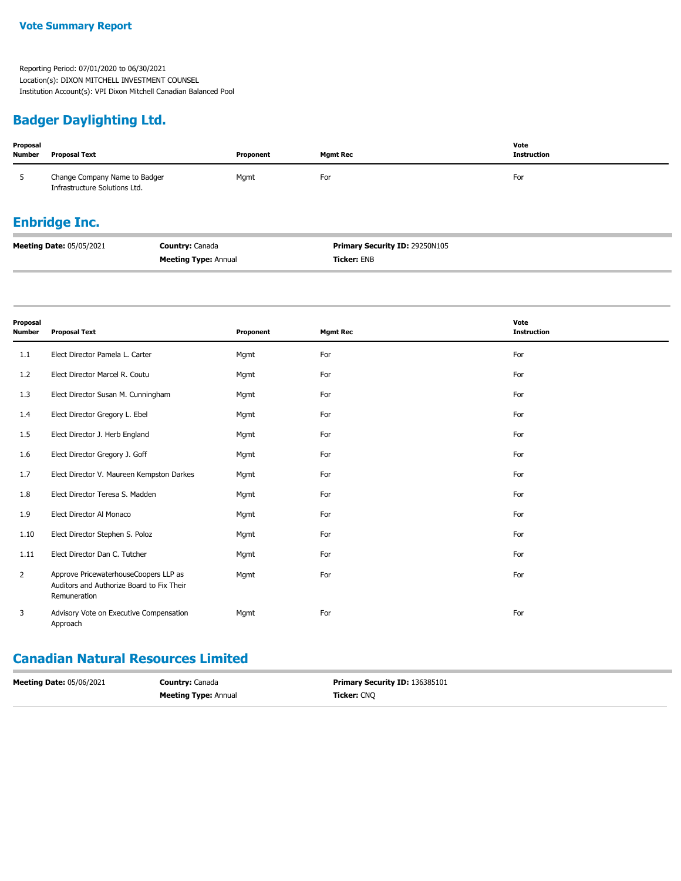## Vote Summary Report

Reporting Period: 07/01/2020 to 06/30/2021
Location(s): DIXON MITCHELL INVESTMENT COUNSEL
Institution Account(s): VPI Dixon Mitchell Canadian Balanced Pool

## Badger Daylighting Ltd.

| Proposal Number | Proposal Text | Proponent | Mgmt Rec | Vote Instruction |
|---|---|---|---|---|
| 5 | Change Company Name to Badger Infrastructure Solutions Ltd. | Mgmt | For | For |

## Enbridge Inc.

**Meeting Date:** 05/05/2021 **Country:** Canada **Primary Security ID:** 29250N105
**Meeting Type:** Annual **Ticker:** ENB

| Proposal Number | Proposal Text | Proponent | Mgmt Rec | Vote Instruction |
|---|---|---|---|---|
| 1.1 | Elect Director Pamela L. Carter | Mgmt | For | For |
| 1.2 | Elect Director Marcel R. Coutu | Mgmt | For | For |
| 1.3 | Elect Director Susan M. Cunningham | Mgmt | For | For |
| 1.4 | Elect Director Gregory L. Ebel | Mgmt | For | For |
| 1.5 | Elect Director J. Herb England | Mgmt | For | For |
| 1.6 | Elect Director Gregory J. Goff | Mgmt | For | For |
| 1.7 | Elect Director V. Maureen Kempston Darkes | Mgmt | For | For |
| 1.8 | Elect Director Teresa S. Madden | Mgmt | For | For |
| 1.9 | Elect Director Al Monaco | Mgmt | For | For |
| 1.10 | Elect Director Stephen S. Poloz | Mgmt | For | For |
| 1.11 | Elect Director Dan C. Tutcher | Mgmt | For | For |
| 2 | Approve PricewaterhouseCoopers LLP as Auditors and Authorize Board to Fix Their Remuneration | Mgmt | For | For |
| 3 | Advisory Vote on Executive Compensation Approach | Mgmt | For | For |

## Canadian Natural Resources Limited

**Meeting Date:** 05/06/2021 **Country:** Canada **Primary Security ID:** 136385101
**Meeting Type:** Annual **Ticker:** CNQ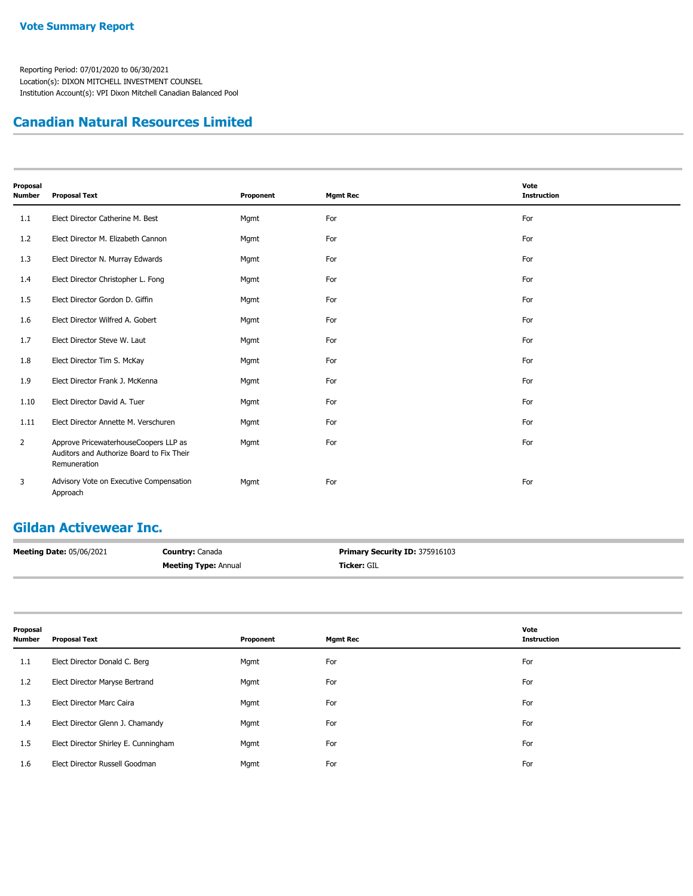## Vote Summary Report

Reporting Period: 07/01/2020 to 06/30/2021
Location(s): DIXON MITCHELL INVESTMENT COUNSEL
Institution Account(s): VPI Dixon Mitchell Canadian Balanced Pool

# Canadian Natural Resources Limited

| Proposal Number | Proposal Text | Proponent | Mgmt Rec | Vote Instruction |
|---|---|---|---|---|
| 1.1 | Elect Director Catherine M. Best | Mgmt | For | For |
| 1.2 | Elect Director M. Elizabeth Cannon | Mgmt | For | For |
| 1.3 | Elect Director N. Murray Edwards | Mgmt | For | For |
| 1.4 | Elect Director Christopher L. Fong | Mgmt | For | For |
| 1.5 | Elect Director Gordon D. Giffin | Mgmt | For | For |
| 1.6 | Elect Director Wilfred A. Gobert | Mgmt | For | For |
| 1.7 | Elect Director Steve W. Laut | Mgmt | For | For |
| 1.8 | Elect Director Tim S. McKay | Mgmt | For | For |
| 1.9 | Elect Director Frank J. McKenna | Mgmt | For | For |
| 1.10 | Elect Director David A. Tuer | Mgmt | For | For |
| 1.11 | Elect Director Annette M. Verschuren | Mgmt | For | For |
| 2 | Approve PricewaterhouseCoopers LLP as Auditors and Authorize Board to Fix Their Remuneration | Mgmt | For | For |
| 3 | Advisory Vote on Executive Compensation Approach | Mgmt | For | For |

# Gildan Activewear Inc.

**Meeting Date:** 05/06/2021 **Country:** Canada **Primary Security ID:** 375916103
**Meeting Type:** Annual **Ticker:** GIL

| Proposal Number | Proposal Text | Proponent | Mgmt Rec | Vote Instruction |
|---|---|---|---|---|
| 1.1 | Elect Director Donald C. Berg | Mgmt | For | For |
| 1.2 | Elect Director Maryse Bertrand | Mgmt | For | For |
| 1.3 | Elect Director Marc Caira | Mgmt | For | For |
| 1.4 | Elect Director Glenn J. Chamandy | Mgmt | For | For |
| 1.5 | Elect Director Shirley E. Cunningham | Mgmt | For | For |
| 1.6 | Elect Director Russell Goodman | Mgmt | For | For |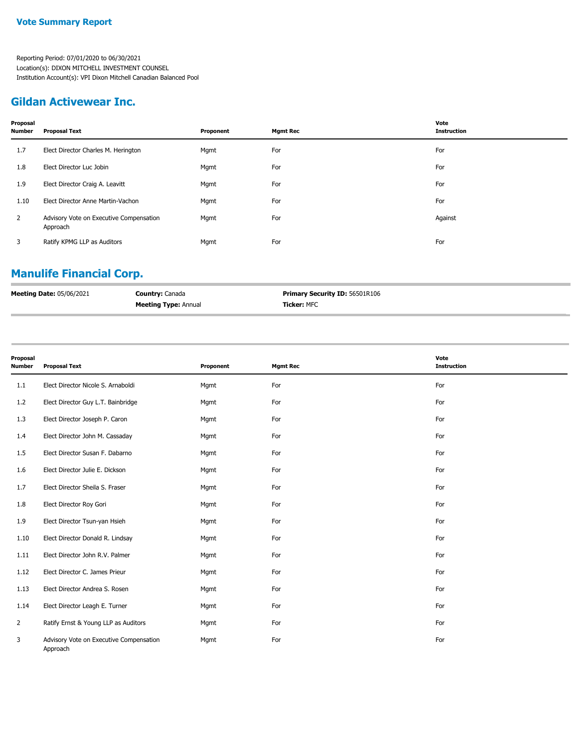**Vote Summary Report**

Reporting Period: 07/01/2020 to 06/30/2021
Location(s): DIXON MITCHELL INVESTMENT COUNSEL
Institution Account(s): VPI Dixon Mitchell Canadian Balanced Pool

## Gildan Activewear Inc.

| Proposal Number | Proposal Text | Proponent | Mgmt Rec | Vote Instruction |
|---|---|---|---|---|
| 1.7 | Elect Director Charles M. Herington | Mgmt | For | For |
| 1.8 | Elect Director Luc Jobin | Mgmt | For | For |
| 1.9 | Elect Director Craig A. Leavitt | Mgmt | For | For |
| 1.10 | Elect Director Anne Martin-Vachon | Mgmt | For | For |
| 2 | Advisory Vote on Executive Compensation Approach | Mgmt | For | Against |
| 3 | Ratify KPMG LLP as Auditors | Mgmt | For | For |

## Manulife Financial Corp.

**Meeting Date:** 05/06/2021
**Country:** Canada
**Meeting Type:** Annual
**Primary Security ID:** 56501R106
**Ticker:** MFC

| Proposal Number | Proposal Text | Proponent | Mgmt Rec | Vote Instruction |
|---|---|---|---|---|
| 1.1 | Elect Director Nicole S. Arnaboldi | Mgmt | For | For |
| 1.2 | Elect Director Guy L.T. Bainbridge | Mgmt | For | For |
| 1.3 | Elect Director Joseph P. Caron | Mgmt | For | For |
| 1.4 | Elect Director John M. Cassaday | Mgmt | For | For |
| 1.5 | Elect Director Susan F. Dabarno | Mgmt | For | For |
| 1.6 | Elect Director Julie E. Dickson | Mgmt | For | For |
| 1.7 | Elect Director Sheila S. Fraser | Mgmt | For | For |
| 1.8 | Elect Director Roy Gori | Mgmt | For | For |
| 1.9 | Elect Director Tsun-yan Hsieh | Mgmt | For | For |
| 1.10 | Elect Director Donald R. Lindsay | Mgmt | For | For |
| 1.11 | Elect Director John R.V. Palmer | Mgmt | For | For |
| 1.12 | Elect Director C. James Prieur | Mgmt | For | For |
| 1.13 | Elect Director Andrea S. Rosen | Mgmt | For | For |
| 1.14 | Elect Director Leagh E. Turner | Mgmt | For | For |
| 2 | Ratify Ernst & Young LLP as Auditors | Mgmt | For | For |
| 3 | Advisory Vote on Executive Compensation Approach | Mgmt | For | For |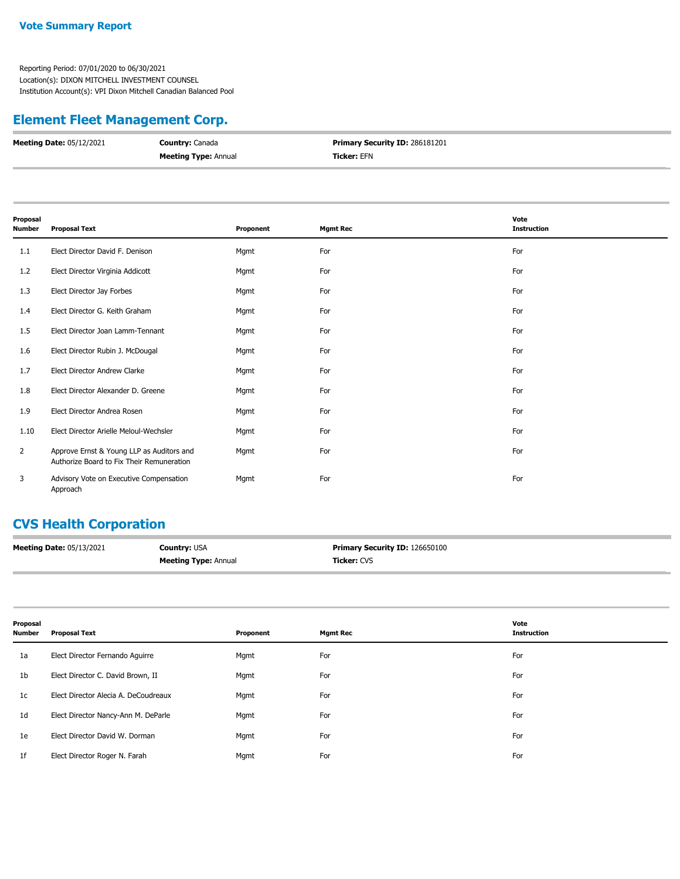## Vote Summary Report

Reporting Period: 07/01/2020 to 06/30/2021
Location(s): DIXON MITCHELL INVESTMENT COUNSEL
Institution Account(s): VPI Dixon Mitchell Canadian Balanced Pool

## Element Fleet Management Corp.

**Meeting Date:** 05/12/2021 | **Country:** Canada | **Primary Security ID:** 286181201
**Meeting Type:** Annual | **Ticker:** EFN

| Proposal Number | Proposal Text | Proponent | Mgmt Rec | Vote Instruction |
|---|---|---|---|---|
| 1.1 | Elect Director David F. Denison | Mgmt | For | For |
| 1.2 | Elect Director Virginia Addicott | Mgmt | For | For |
| 1.3 | Elect Director Jay Forbes | Mgmt | For | For |
| 1.4 | Elect Director G. Keith Graham | Mgmt | For | For |
| 1.5 | Elect Director Joan Lamm-Tennant | Mgmt | For | For |
| 1.6 | Elect Director Rubin J. McDougal | Mgmt | For | For |
| 1.7 | Elect Director Andrew Clarke | Mgmt | For | For |
| 1.8 | Elect Director Alexander D. Greene | Mgmt | For | For |
| 1.9 | Elect Director Andrea Rosen | Mgmt | For | For |
| 1.10 | Elect Director Arielle Meloul-Wechsler | Mgmt | For | For |
| 2 | Approve Ernst & Young LLP as Auditors and Authorize Board to Fix Their Remuneration | Mgmt | For | For |
| 3 | Advisory Vote on Executive Compensation Approach | Mgmt | For | For |

## CVS Health Corporation

**Meeting Date:** 05/13/2021 | **Country:** USA | **Primary Security ID:** 126650100
**Meeting Type:** Annual | **Ticker:** CVS

| Proposal Number | Proposal Text | Proponent | Mgmt Rec | Vote Instruction |
|---|---|---|---|---|
| 1a | Elect Director Fernando Aguirre | Mgmt | For | For |
| 1b | Elect Director C. David Brown, II | Mgmt | For | For |
| 1c | Elect Director Alecia A. DeCoudreaux | Mgmt | For | For |
| 1d | Elect Director Nancy-Ann M. DeParle | Mgmt | For | For |
| 1e | Elect Director David W. Dorman | Mgmt | For | For |
| 1f | Elect Director Roger N. Farah | Mgmt | For | For |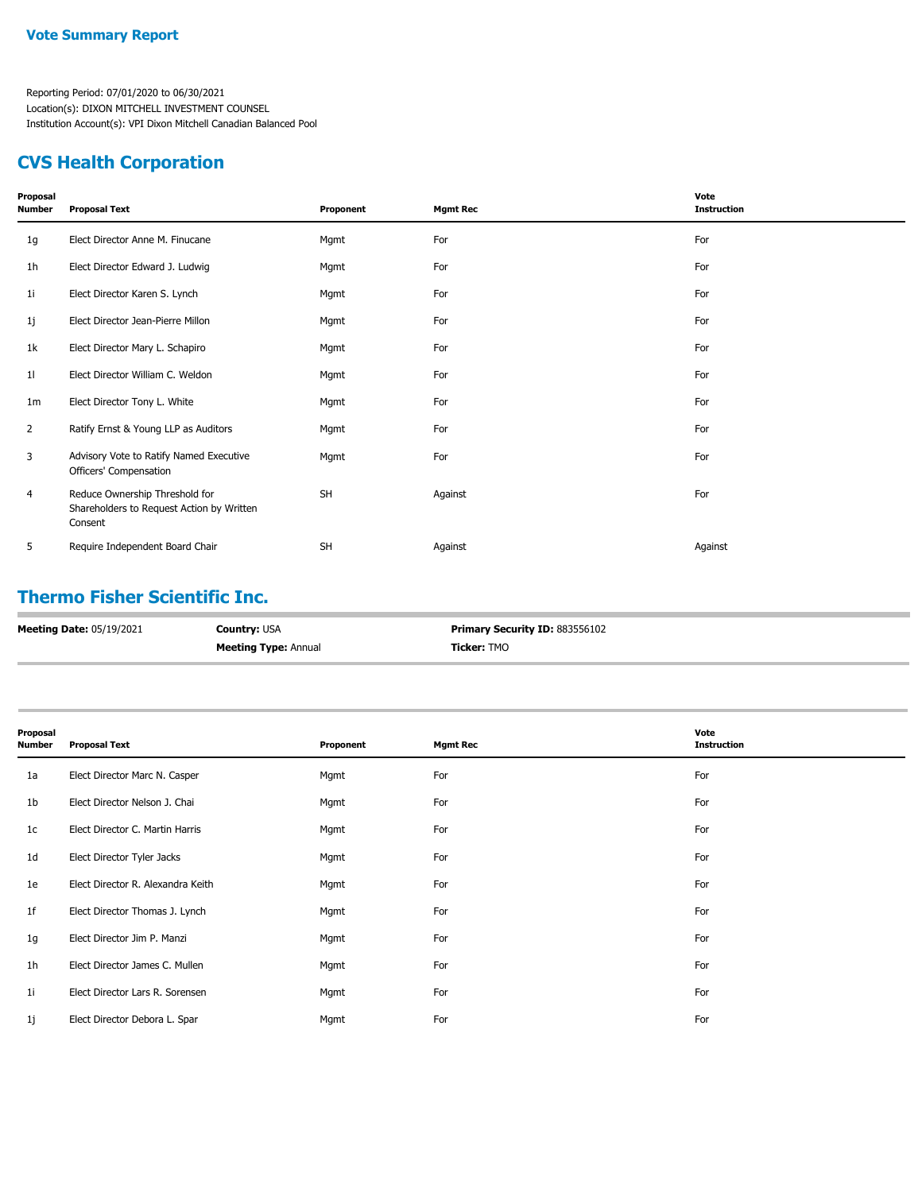## Vote Summary Report

Reporting Period: 07/01/2020 to 06/30/2021
Location(s): DIXON MITCHELL INVESTMENT COUNSEL
Institution Account(s): VPI Dixon Mitchell Canadian Balanced Pool

## CVS Health Corporation

| Proposal Number | Proposal Text | Proponent | Mgmt Rec | Vote Instruction |
|---|---|---|---|---|
| 1g | Elect Director Anne M. Finucane | Mgmt | For | For |
| 1h | Elect Director Edward J. Ludwig | Mgmt | For | For |
| 1i | Elect Director Karen S. Lynch | Mgmt | For | For |
| 1j | Elect Director Jean-Pierre Millon | Mgmt | For | For |
| 1k | Elect Director Mary L. Schapiro | Mgmt | For | For |
| 1l | Elect Director William C. Weldon | Mgmt | For | For |
| 1m | Elect Director Tony L. White | Mgmt | For | For |
| 2 | Ratify Ernst & Young LLP as Auditors | Mgmt | For | For |
| 3 | Advisory Vote to Ratify Named Executive Officers' Compensation | Mgmt | For | For |
| 4 | Reduce Ownership Threshold for Shareholders to Request Action by Written Consent | SH | Against | For |
| 5 | Require Independent Board Chair | SH | Against | Against |

## Thermo Fisher Scientific Inc.

**Meeting Date:** 05/19/2021
**Country:** USA
**Meeting Type:** Annual
**Primary Security ID:** 883556102
**Ticker:** TMO

| Proposal Number | Proposal Text | Proponent | Mgmt Rec | Vote Instruction |
|---|---|---|---|---|
| 1a | Elect Director Marc N. Casper | Mgmt | For | For |
| 1b | Elect Director Nelson J. Chai | Mgmt | For | For |
| 1c | Elect Director C. Martin Harris | Mgmt | For | For |
| 1d | Elect Director Tyler Jacks | Mgmt | For | For |
| 1e | Elect Director R. Alexandra Keith | Mgmt | For | For |
| 1f | Elect Director Thomas J. Lynch | Mgmt | For | For |
| 1g | Elect Director Jim P. Manzi | Mgmt | For | For |
| 1h | Elect Director James C. Mullen | Mgmt | For | For |
| 1i | Elect Director Lars R. Sorensen | Mgmt | For | For |
| 1j | Elect Director Debora L. Spar | Mgmt | For | For |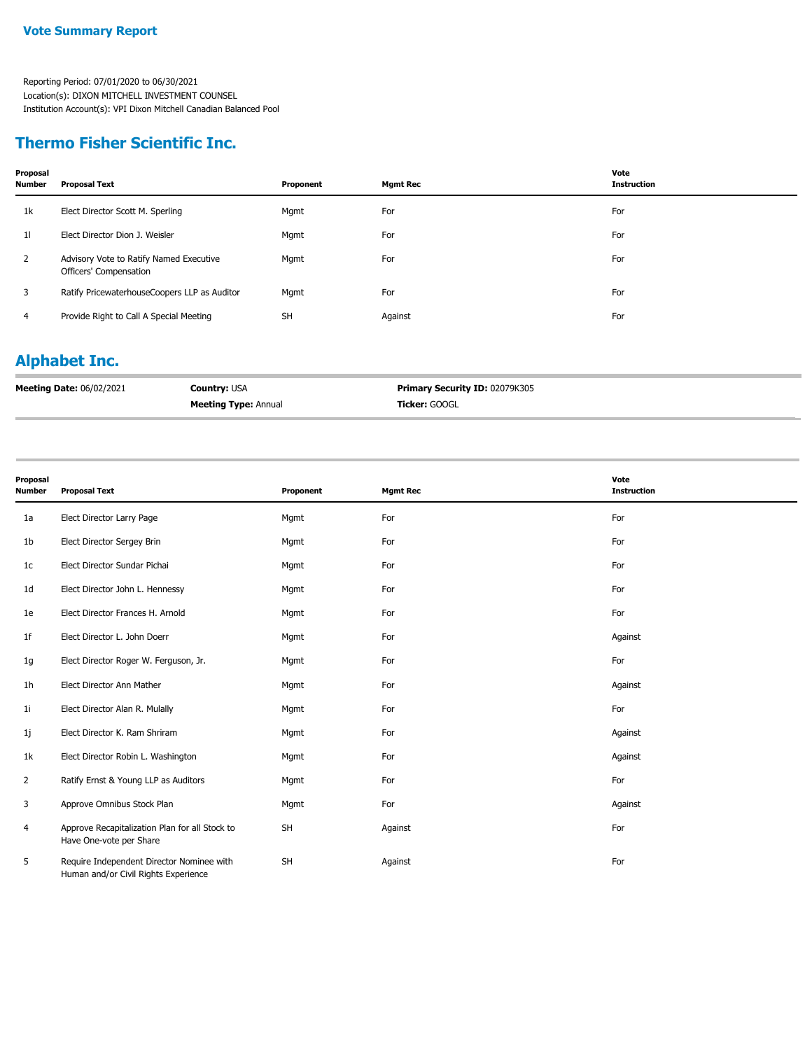**Vote Summary Report**

Reporting Period: 07/01/2020 to 06/30/2021
Location(s): DIXON MITCHELL INVESTMENT COUNSEL
Institution Account(s): VPI Dixon Mitchell Canadian Balanced Pool

## Thermo Fisher Scientific Inc.

| Proposal Number | Proposal Text | Proponent | Mgmt Rec | Vote Instruction |
|---|---|---|---|---|
| 1k | Elect Director Scott M. Sperling | Mgmt | For | For |
| 1l | Elect Director Dion J. Weisler | Mgmt | For | For |
| 2 | Advisory Vote to Ratify Named Executive Officers' Compensation | Mgmt | For | For |
| 3 | Ratify PricewaterhouseCoopers LLP as Auditor | Mgmt | For | For |
| 4 | Provide Right to Call A Special Meeting | SH | Against | For |

## Alphabet Inc.

**Meeting Date:** 06/02/2021 **Country:** USA **Primary Security ID:** 02079K305
**Meeting Type:** Annual **Ticker:** GOOGL

| Proposal Number | Proposal Text | Proponent | Mgmt Rec | Vote Instruction |
|---|---|---|---|---|
| 1a | Elect Director Larry Page | Mgmt | For | For |
| 1b | Elect Director Sergey Brin | Mgmt | For | For |
| 1c | Elect Director Sundar Pichai | Mgmt | For | For |
| 1d | Elect Director John L. Hennessy | Mgmt | For | For |
| 1e | Elect Director Frances H. Arnold | Mgmt | For | For |
| 1f | Elect Director L. John Doerr | Mgmt | For | Against |
| 1g | Elect Director Roger W. Ferguson, Jr. | Mgmt | For | For |
| 1h | Elect Director Ann Mather | Mgmt | For | Against |
| 1i | Elect Director Alan R. Mulally | Mgmt | For | For |
| 1j | Elect Director K. Ram Shriram | Mgmt | For | Against |
| 1k | Elect Director Robin L. Washington | Mgmt | For | Against |
| 2 | Ratify Ernst & Young LLP as Auditors | Mgmt | For | For |
| 3 | Approve Omnibus Stock Plan | Mgmt | For | Against |
| 4 | Approve Recapitalization Plan for all Stock to Have One-vote per Share | SH | Against | For |
| 5 | Require Independent Director Nominee with Human and/or Civil Rights Experience | SH | Against | For |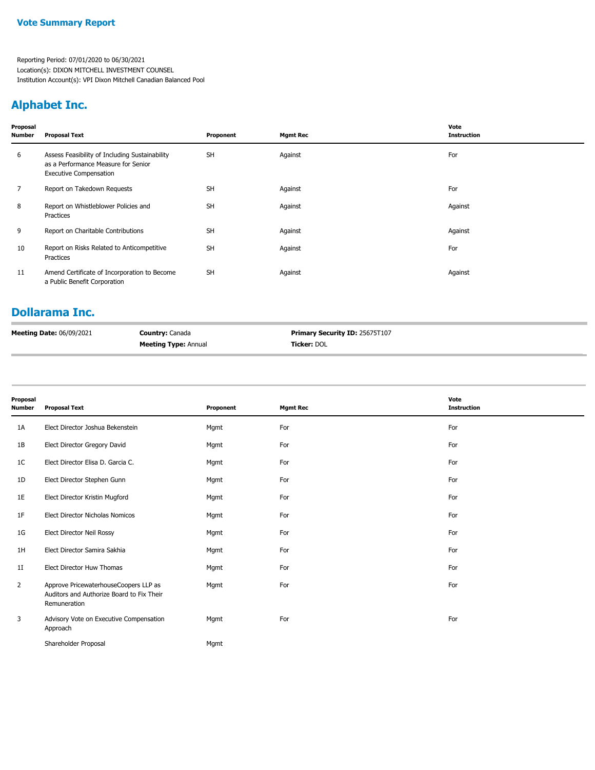**Vote Summary Report**

Reporting Period: 07/01/2020 to 06/30/2021
Location(s): DIXON MITCHELL INVESTMENT COUNSEL
Institution Account(s): VPI Dixon Mitchell Canadian Balanced Pool

## Alphabet Inc.

| Proposal Number | Proposal Text | Proponent | Mgmt Rec | Vote Instruction |
|---|---|---|---|---|
| 6 | Assess Feasibility of Including Sustainability as a Performance Measure for Senior Executive Compensation | SH | Against | For |
| 7 | Report on Takedown Requests | SH | Against | For |
| 8 | Report on Whistleblower Policies and Practices | SH | Against | Against |
| 9 | Report on Charitable Contributions | SH | Against | Against |
| 10 | Report on Risks Related to Anticompetitive Practices | SH | Against | For |
| 11 | Amend Certificate of Incorporation to Become a Public Benefit Corporation | SH | Against | Against |

## Dollarama Inc.

**Meeting Date:** 06/09/2021 | **Country:** Canada | **Meeting Type:** Annual | **Primary Security ID:** 25675T107 | **Ticker:** DOL

| Proposal Number | Proposal Text | Proponent | Mgmt Rec | Vote Instruction |
|---|---|---|---|---|
| 1A | Elect Director Joshua Bekenstein | Mgmt | For | For |
| 1B | Elect Director Gregory David | Mgmt | For | For |
| 1C | Elect Director Elisa D. Garcia C. | Mgmt | For | For |
| 1D | Elect Director Stephen Gunn | Mgmt | For | For |
| 1E | Elect Director Kristin Mugford | Mgmt | For | For |
| 1F | Elect Director Nicholas Nomicos | Mgmt | For | For |
| 1G | Elect Director Neil Rossy | Mgmt | For | For |
| 1H | Elect Director Samira Sakhia | Mgmt | For | For |
| 1I | Elect Director Huw Thomas | Mgmt | For | For |
| 2 | Approve PricewaterhouseCoopers LLP as Auditors and Authorize Board to Fix Their Remuneration | Mgmt | For | For |
| 3 | Advisory Vote on Executive Compensation Approach | Mgmt | For | For |
| | Shareholder Proposal | Mgmt | | |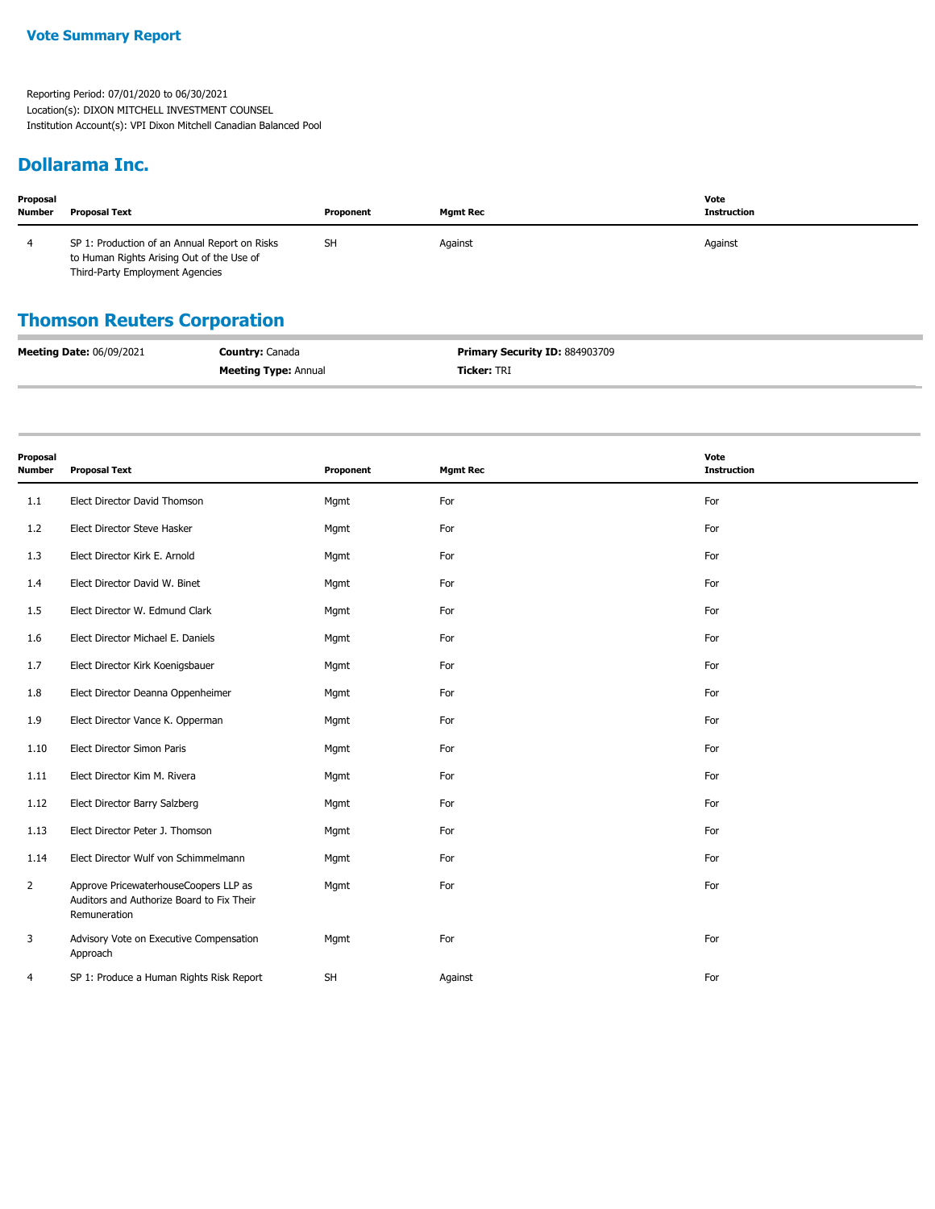**Vote Summary Report**

Reporting Period: 07/01/2020 to 06/30/2021
Location(s): DIXON MITCHELL INVESTMENT COUNSEL
Institution Account(s): VPI Dixon Mitchell Canadian Balanced Pool

## Dollarama Inc.

| Proposal Number | Proposal Text | Proponent | Mgmt Rec | Vote Instruction |
|---|---|---|---|---|
| 4 | SP 1: Production of an Annual Report on Risks to Human Rights Arising Out of the Use of Third-Party Employment Agencies | SH | Against | Against |

## Thomson Reuters Corporation

**Meeting Date:** 06/09/2021 | **Country:** Canada | **Primary Security ID:** 884903709
**Meeting Type:** Annual | **Ticker:** TRI

| Proposal Number | Proposal Text | Proponent | Mgmt Rec | Vote Instruction |
|---|---|---|---|---|
| 1.1 | Elect Director David Thomson | Mgmt | For | For |
| 1.2 | Elect Director Steve Hasker | Mgmt | For | For |
| 1.3 | Elect Director Kirk E. Arnold | Mgmt | For | For |
| 1.4 | Elect Director David W. Binet | Mgmt | For | For |
| 1.5 | Elect Director W. Edmund Clark | Mgmt | For | For |
| 1.6 | Elect Director Michael E. Daniels | Mgmt | For | For |
| 1.7 | Elect Director Kirk Koenigsbauer | Mgmt | For | For |
| 1.8 | Elect Director Deanna Oppenheimer | Mgmt | For | For |
| 1.9 | Elect Director Vance K. Opperman | Mgmt | For | For |
| 1.10 | Elect Director Simon Paris | Mgmt | For | For |
| 1.11 | Elect Director Kim M. Rivera | Mgmt | For | For |
| 1.12 | Elect Director Barry Salzberg | Mgmt | For | For |
| 1.13 | Elect Director Peter J. Thomson | Mgmt | For | For |
| 1.14 | Elect Director Wulf von Schimmelmann | Mgmt | For | For |
| 2 | Approve PricewaterhouseCoopers LLP as Auditors and Authorize Board to Fix Their Remuneration | Mgmt | For | For |
| 3 | Advisory Vote on Executive Compensation Approach | Mgmt | For | For |
| 4 | SP 1: Produce a Human Rights Risk Report | SH | Against | For |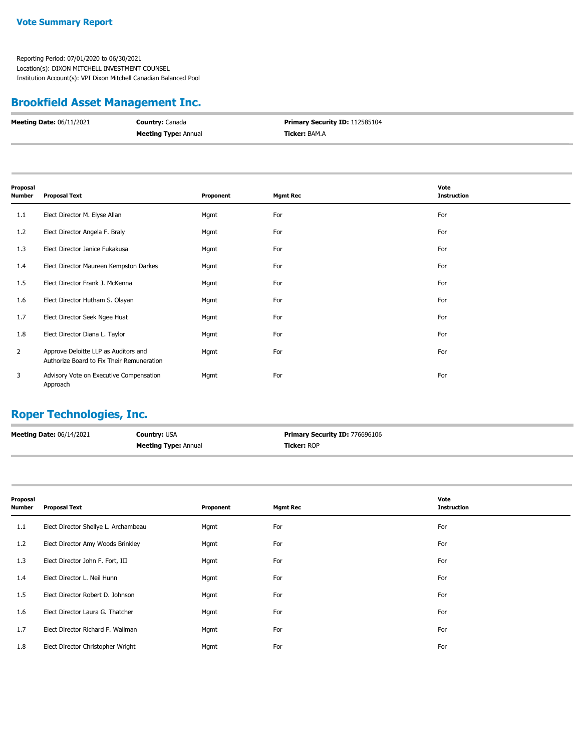**Vote Summary Report**

Reporting Period: 07/01/2020 to 06/30/2021
Location(s): DIXON MITCHELL INVESTMENT COUNSEL
Institution Account(s): VPI Dixon Mitchell Canadian Balanced Pool

## Brookfield Asset Management Inc.

| | | |
|---|---|---|
| **Meeting Date:** 06/11/2021 | **Country:** Canada | **Primary Security ID:** 112585104 |
| | **Meeting Type:** Annual | **Ticker:** BAM.A |

| Proposal Number | Proposal Text | Proponent | Mgmt Rec | Vote Instruction |
|---|---|---|---|---|
| 1.1 | Elect Director M. Elyse Allan | Mgmt | For | For |
| 1.2 | Elect Director Angela F. Braly | Mgmt | For | For |
| 1.3 | Elect Director Janice Fukakusa | Mgmt | For | For |
| 1.4 | Elect Director Maureen Kempston Darkes | Mgmt | For | For |
| 1.5 | Elect Director Frank J. McKenna | Mgmt | For | For |
| 1.6 | Elect Director Hutham S. Olayan | Mgmt | For | For |
| 1.7 | Elect Director Seek Ngee Huat | Mgmt | For | For |
| 1.8 | Elect Director Diana L. Taylor | Mgmt | For | For |
| 2 | Approve Deloitte LLP as Auditors and Authorize Board to Fix Their Remuneration | Mgmt | For | For |
| 3 | Advisory Vote on Executive Compensation Approach | Mgmt | For | For |

## Roper Technologies, Inc.

| | | |
|---|---|---|
| **Meeting Date:** 06/14/2021 | **Country:** USA | **Primary Security ID:** 776696106 |
| | **Meeting Type:** Annual | **Ticker:** ROP |

| Proposal Number | Proposal Text | Proponent | Mgmt Rec | Vote Instruction |
|---|---|---|---|---|
| 1.1 | Elect Director Shellye L. Archambeau | Mgmt | For | For |
| 1.2 | Elect Director Amy Woods Brinkley | Mgmt | For | For |
| 1.3 | Elect Director John F. Fort, III | Mgmt | For | For |
| 1.4 | Elect Director L. Neil Hunn | Mgmt | For | For |
| 1.5 | Elect Director Robert D. Johnson | Mgmt | For | For |
| 1.6 | Elect Director Laura G. Thatcher | Mgmt | For | For |
| 1.7 | Elect Director Richard F. Wallman | Mgmt | For | For |
| 1.8 | Elect Director Christopher Wright | Mgmt | For | For |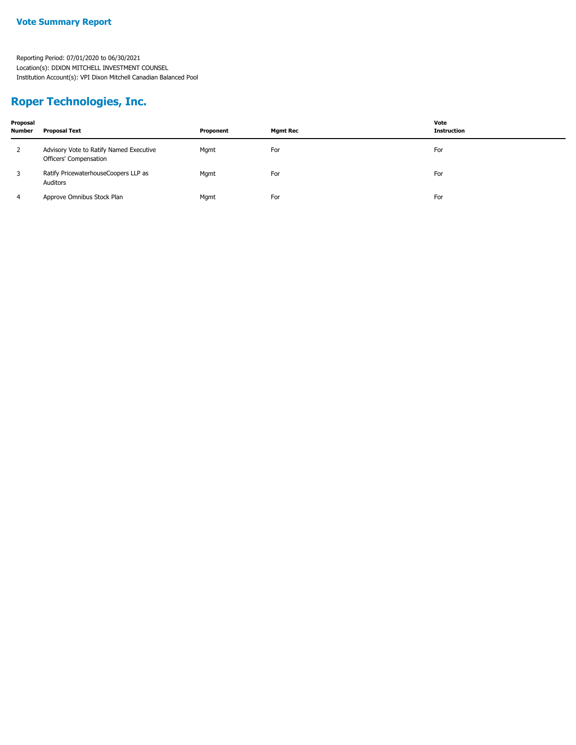## Vote Summary Report

Reporting Period: 07/01/2020 to 06/30/2021
Location(s): DIXON MITCHELL INVESTMENT COUNSEL
Institution Account(s): VPI Dixon Mitchell Canadian Balanced Pool

# Roper Technologies, Inc.

| Proposal Number | Proposal Text | Proponent | Mgmt Rec | Vote Instruction |
|---|---|---|---|---|
| 2 | Advisory Vote to Ratify Named Executive Officers' Compensation | Mgmt | For | For |
| 3 | Ratify PricewaterhouseCoopers LLP as Auditors | Mgmt | For | For |
| 4 | Approve Omnibus Stock Plan | Mgmt | For | For |